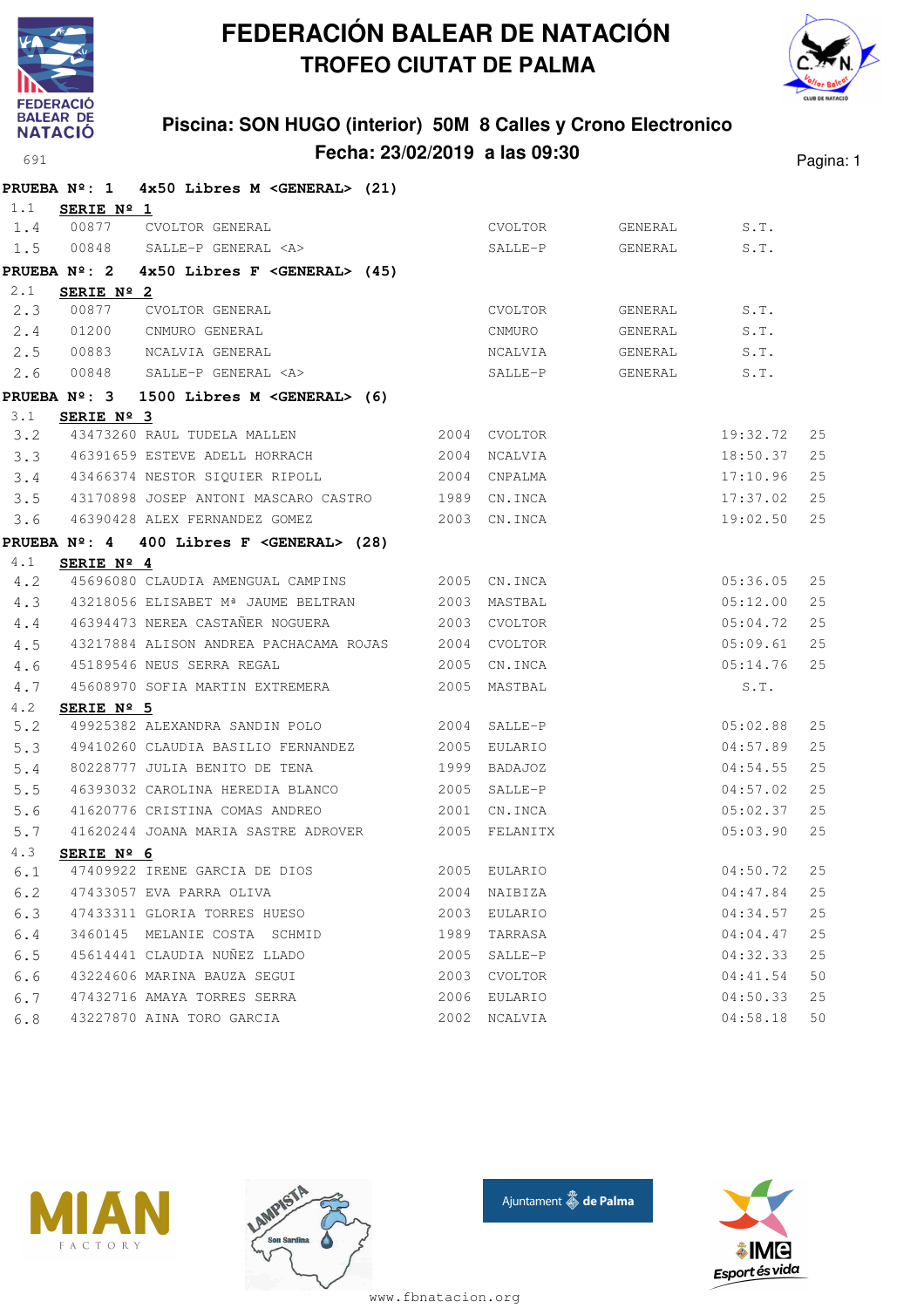# FEDERACIÓN BALEAR DE NATACIÓN
## TROFEO CIUTAT DE PALMA

### Piscina: SON HUGO (interior) 50M 8 Calles y Crono Electronico
### Fecha: 23/02/2019 a las 09:30

691

**PRUEBA Nº: 1 4x50 Libres M <GENERAL> (21)**

1.1 **SERIE Nº 1**

| | | | | | | | |
|---|---|---|---|---|---|---|---|
| 1.4 | 00877 | CVOLTOR GENERAL | | CVOLTOR | GENERAL | S.T. | |
| 1.5 | 00848 | SALLE-P GENERAL <A> | | SALLE-P | GENERAL | S.T. | |

**PRUEBA Nº: 2 4x50 Libres F <GENERAL> (45)**

2.1 **SERIE Nº 2**

| | | | | | | | |
|---|---|---|---|---|---|---|---|
| 2.3 | 00877 | CVOLTOR GENERAL | | CVOLTOR | GENERAL | S.T. | |
| 2.4 | 01200 | CNMURO GENERAL | | CNMURO | GENERAL | S.T. | |
| 2.5 | 00883 | NCALVIA GENERAL | | NCALVIA | GENERAL | S.T. | |
| 2.6 | 00848 | SALLE-P GENERAL <A> | | SALLE-P | GENERAL | S.T. | |

**PRUEBA Nº: 3 1500 Libres M <GENERAL> (6)**

3.1 **SERIE Nº 3**

| | | | | | | |
|---|---|---|---|---|---|---|
| 3.2 | 43473260 | RAUL TUDELA MALLEN | 2004 | CVOLTOR | 19:32.72 | 25 |
| 3.3 | 46391659 | ESTEVE ADELL HORRACH | 2004 | NCALVIA | 18:50.37 | 25 |
| 3.4 | 43466374 | NESTOR SIQUIER RIPOLL | 2004 | CNPALMA | 17:10.96 | 25 |
| 3.5 | 43170898 | JOSEP ANTONI MASCARO CASTRO | 1989 | CN.INCA | 17:37.02 | 25 |
| 3.6 | 46390428 | ALEX FERNANDEZ GOMEZ | 2003 | CN.INCA | 19:02.50 | 25 |

**PRUEBA Nº: 4 400 Libres F <GENERAL> (28)**

4.1 **SERIE Nº 4**

| | | | | | | |
|---|---|---|---|---|---|---|
| 4.2 | 45696080 | CLAUDIA AMENGUAL CAMPINS | 2005 | CN.INCA | 05:36.05 | 25 |
| 4.3 | 43218056 | ELISABET Mª JAUME BELTRAN | 2003 | MASTBAL | 05:12.00 | 25 |
| 4.4 | 46394473 | NEREA CASTAÑER NOGUERA | 2003 | CVOLTOR | 05:04.72 | 25 |
| 4.5 | 43217884 | ALISON ANDREA PACHACAMA ROJAS | 2004 | CVOLTOR | 05:09.61 | 25 |
| 4.6 | 45189546 | NEUS SERRA REGAL | 2005 | CN.INCA | 05:14.76 | 25 |
| 4.7 | 45608970 | SOFIA MARTIN EXTREMERA | 2005 | MASTBAL | S.T. | |

4.2 **SERIE Nº 5**

| | | | | | | |
|---|---|---|---|---|---|---|
| 5.2 | 49925382 | ALEXANDRA SANDIN POLO | 2004 | SALLE-P | 05:02.88 | 25 |
| 5.3 | 49410260 | CLAUDIA BASILIO FERNANDEZ | 2005 | EULARIO | 04:57.89 | 25 |
| 5.4 | 80228777 | JULIA BENITO DE TENA | 1999 | BADAJOZ | 04:54.55 | 25 |
| 5.5 | 46393032 | CAROLINA HEREDIA BLANCO | 2005 | SALLE-P | 04:57.02 | 25 |
| 5.6 | 41620776 | CRISTINA COMAS ANDREO | 2001 | CN.INCA | 05:02.37 | 25 |
| 5.7 | 41620244 | JOANA MARIA SASTRE ADROVER | 2005 | FELANITX | 05:03.90 | 25 |

4.3 **SERIE Nº 6**

| | | | | | | |
|---|---|---|---|---|---|---|
| 6.1 | 47409922 | IRENE GARCIA DE DIOS | 2005 | EULARIO | 04:50.72 | 25 |
| 6.2 | 47433057 | EVA PARRA OLIVA | 2004 | NAIBIZA | 04:47.84 | 25 |
| 6.3 | 47433311 | GLORIA TORRES HUESO | 2003 | EULARIO | 04:34.57 | 25 |
| 6.4 | 3460145 | MELANIE COSTA SCHMID | 1989 | TARRASA | 04:04.47 | 25 |
| 6.5 | 45614441 | CLAUDIA NUÑEZ LLADO | 2005 | SALLE-P | 04:32.33 | 25 |
| 6.6 | 43224606 | MARINA BAUZA SEGUI | 2003 | CVOLTOR | 04:41.54 | 50 |
| 6.7 | 47432716 | AMAYA TORRES SERRA | 2006 | EULARIO | 04:50.33 | 25 |
| 6.8 | 43227870 | AINA TORO GARCIA | 2002 | NCALVIA | 04:58.18 | 50 |

www.fbnatacion.org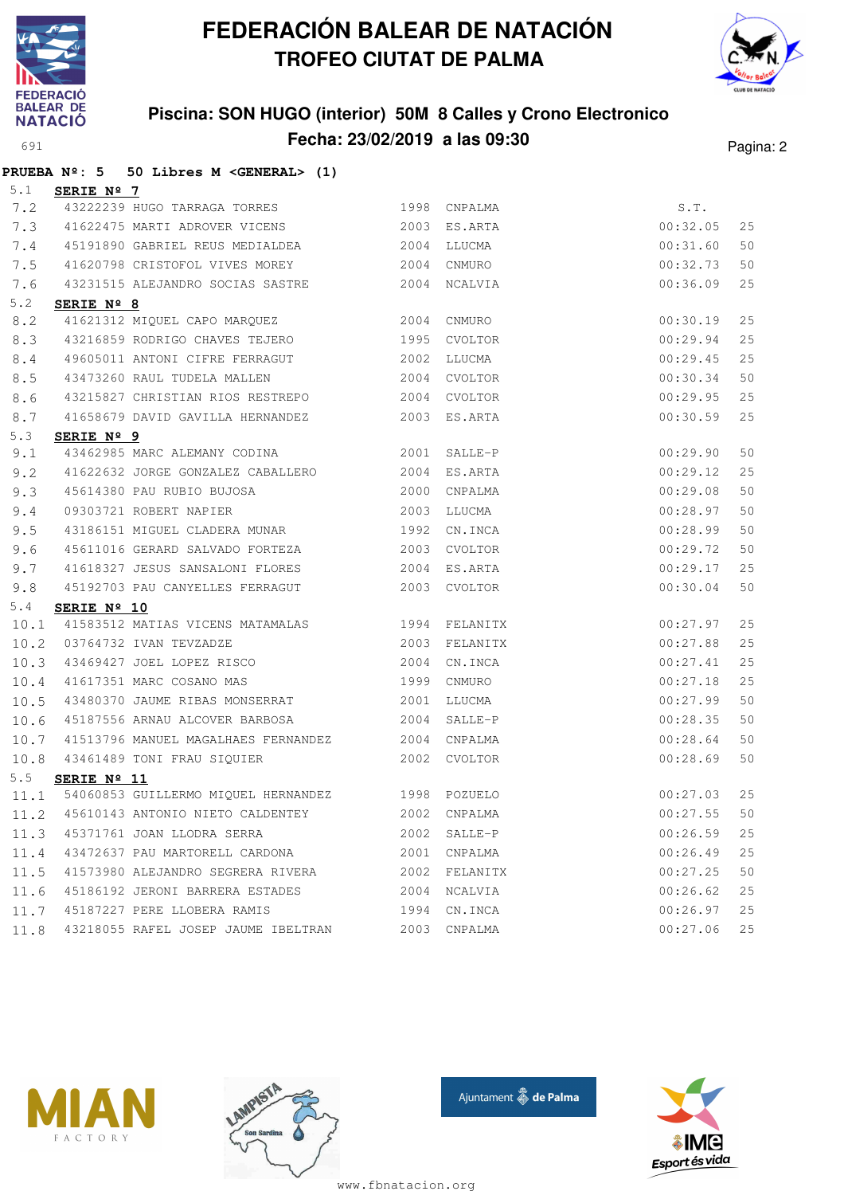# FEDERACIÓN BALEAR DE NATACIÓN
## TROFEO CIUTAT DE PALMA

### Piscina: SON HUGO (interior) 50M 8 Calles y Crono Electronico
### Fecha: 23/02/2019 a las 09:30

**PRUEBA Nº: 5 50 Libres M <GENERAL> (1)**

5.1 **SERIE Nº 7**

| | | | | | | |
|---|---|---|---|---|---|---|
| 7.2 | 43222239 | HUGO TARRAGA TORRES | 1998 | CNPALMA | S.T. | |
| 7.3 | 41622475 | MARTI ADROVER VICENS | 2003 | ES.ARTA | 00:32.05 | 25 |
| 7.4 | 45191890 | GABRIEL REUS MEDIALDEA | 2004 | LLUCMA | 00:31.60 | 50 |
| 7.5 | 41620798 | CRISTOFOL VIVES MOREY | 2004 | CNMURO | 00:32.73 | 50 |
| 7.6 | 43231515 | ALEJANDRO SOCIAS SASTRE | 2004 | NCALVIA | 00:36.09 | 25 |

5.2 **SERIE Nº 8**

| | | | | | | |
|---|---|---|---|---|---|---|
| 8.2 | 41621312 | MIQUEL CAPO MARQUEZ | 2004 | CNMURO | 00:30.19 | 25 |
| 8.3 | 43216859 | RODRIGO CHAVES TEJERO | 1995 | CVOLTOR | 00:29.94 | 25 |
| 8.4 | 49605011 | ANTONI CIFRE FERRAGUT | 2002 | LLUCMA | 00:29.45 | 25 |
| 8.5 | 43473260 | RAUL TUDELA MALLEN | 2004 | CVOLTOR | 00:30.34 | 50 |
| 8.6 | 43215827 | CHRISTIAN RIOS RESTREPO | 2004 | CVOLTOR | 00:29.95 | 25 |
| 8.7 | 41658679 | DAVID GAVILLA HERNANDEZ | 2003 | ES.ARTA | 00:30.59 | 25 |

5.3 **SERIE Nº 9**

| | | | | | | |
|---|---|---|---|---|---|---|
| 9.1 | 43462985 | MARC ALEMANY CODINA | 2001 | SALLE-P | 00:29.90 | 50 |
| 9.2 | 41622632 | JORGE GONZALEZ CABALLERO | 2004 | ES.ARTA | 00:29.12 | 25 |
| 9.3 | 45614380 | PAU RUBIO BUJOSA | 2000 | CNPALMA | 00:29.08 | 50 |
| 9.4 | 09303721 | ROBERT NAPIER | 2003 | LLUCMA | 00:28.97 | 50 |
| 9.5 | 43186151 | MIGUEL CLADERA MUNAR | 1992 | CN.INCA | 00:28.99 | 50 |
| 9.6 | 45611016 | GERARD SALVADO FORTEZA | 2003 | CVOLTOR | 00:29.72 | 50 |
| 9.7 | 41618327 | JESUS SANSALONI FLORES | 2004 | ES.ARTA | 00:29.17 | 25 |
| 9.8 | 45192703 | PAU CANYELLES FERRAGUT | 2003 | CVOLTOR | 00:30.04 | 50 |

5.4 **SERIE Nº 10**

| | | | | | | |
|---|---|---|---|---|---|---|
| 10.1 | 41583512 | MATIAS VICENS MATAMALAS | 1994 | FELANITX | 00:27.97 | 25 |
| 10.2 | 03764732 | IVAN TEVZADZE | 2003 | FELANITX | 00:27.88 | 25 |
| 10.3 | 43469427 | JOEL LOPEZ RISCO | 2004 | CN.INCA | 00:27.41 | 25 |
| 10.4 | 41617351 | MARC COSANO MAS | 1999 | CNMURO | 00:27.18 | 25 |
| 10.5 | 43480370 | JAUME RIBAS MONSERRAT | 2001 | LLUCMA | 00:27.99 | 50 |
| 10.6 | 45187556 | ARNAU ALCOVER BARBOSA | 2004 | SALLE-P | 00:28.35 | 50 |
| 10.7 | 41513796 | MANUEL MAGALHAES FERNANDEZ | 2004 | CNPALMA | 00:28.64 | 50 |
| 10.8 | 43461489 | TONI FRAU SIQUIER | 2002 | CVOLTOR | 00:28.69 | 50 |

5.5 **SERIE Nº 11**

| | | | | | | |
|---|---|---|---|---|---|---|
| 11.1 | 54060853 | GUILLERMO MIQUEL HERNANDEZ | 1998 | POZUELO | 00:27.03 | 25 |
| 11.2 | 45610143 | ANTONIO NIETO CALDENTEY | 2002 | CNPALMA | 00:27.55 | 50 |
| 11.3 | 45371761 | JOAN LLODRA SERRA | 2002 | SALLE-P | 00:26.59 | 25 |
| 11.4 | 43472637 | PAU MARTORELL CARDONA | 2001 | CNPALMA | 00:26.49 | 25 |
| 11.5 | 41573980 | ALEJANDRO SEGRERA RIVERA | 2002 | FELANITX | 00:27.25 | 50 |
| 11.6 | 45186192 | JERONI BARRERA ESTADES | 2004 | NCALVIA | 00:26.62 | 25 |
| 11.7 | 45187227 | PERE LLOBERA RAMIS | 1994 | CN.INCA | 00:26.97 | 25 |
| 11.8 | 43218055 | RAFEL JOSEP JAUME IBELTRAN | 2003 | CNPALMA | 00:27.06 | 25 |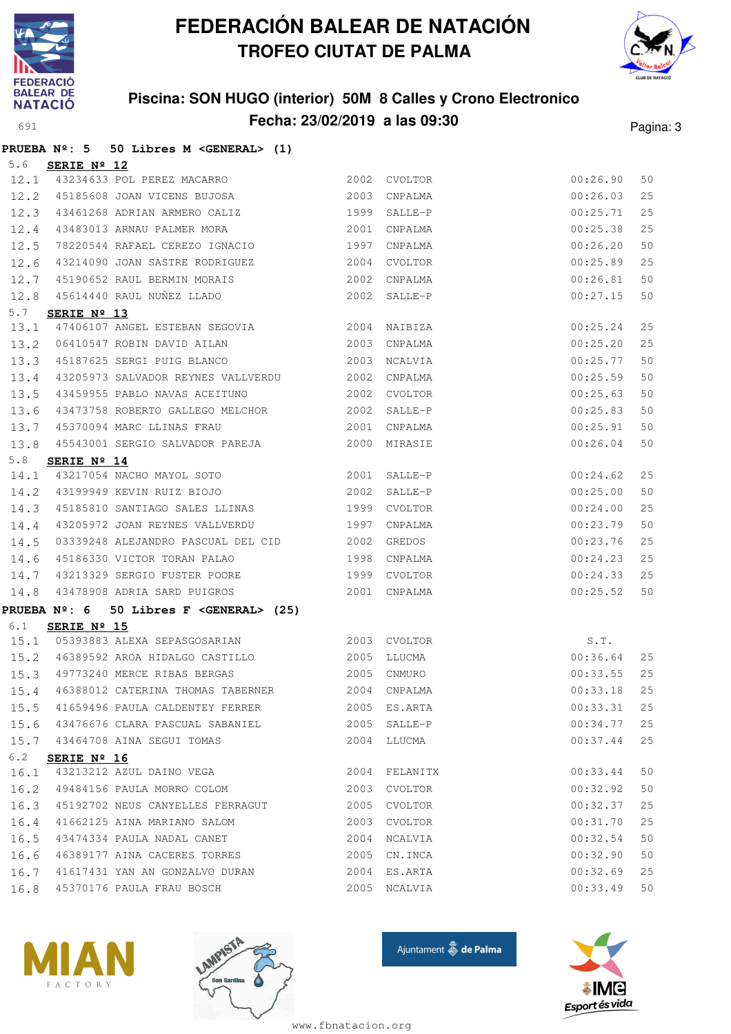# FEDERACIÓN BALEAR DE NATACIÓN
## TROFEO CIUTAT DE PALMA

### Piscina: SON HUGO (interior) 50M 8 Calles y Crono Electronico
### Fecha: 23/02/2019 a las 09:30

**PRUEBA Nº: 5 50 Libres M <GENERAL> (1)**

5.6 **SERIE Nº 12**

| | | | | | | |
|---|---|---|---|---|---|---|
| 12.1 | 43234633 | POL PEREZ MACARRO | 2002 | CVOLTOR | 00:26.90 | 50 |
| 12.2 | 45185608 | JOAN VICENS BUJOSA | 2003 | CNPALMA | 00:26.03 | 25 |
| 12.3 | 43461268 | ADRIAN ARMERO CALIZ | 1999 | SALLE-P | 00:25.71 | 25 |
| 12.4 | 43483013 | ARNAU PALMER MORA | 2001 | CNPALMA | 00:25.38 | 25 |
| 12.5 | 78220544 | RAFAEL CEREZO IGNACIO | 1997 | CNPALMA | 00:26.20 | 50 |
| 12.6 | 43214090 | JOAN SASTRE RODRIGUEZ | 2004 | CVOLTOR | 00:25.89 | 25 |
| 12.7 | 45190652 | RAUL BERMIN MORAIS | 2002 | CNPALMA | 00:26.81 | 50 |
| 12.8 | 45614440 | RAUL NUÑEZ LLADO | 2002 | SALLE-P | 00:27.15 | 50 |

5.7 **SERIE Nº 13**

| | | | | | | |
|---|---|---|---|---|---|---|
| 13.1 | 47406107 | ANGEL ESTEBAN SEGOVIA | 2004 | NAIBIZA | 00:25.24 | 25 |
| 13.2 | 06410547 | ROBIN DAVID AILAN | 2003 | CNPALMA | 00:25.20 | 25 |
| 13.3 | 45187625 | SERGI PUIG BLANCO | 2003 | NCALVIA | 00:25.77 | 50 |
| 13.4 | 43205973 | SALVADOR REYNES VALLVERDU | 2002 | CNPALMA | 00:25.59 | 50 |
| 13.5 | 43459955 | PABLO NAVAS ACEITUNO | 2002 | CVOLTOR | 00:25.63 | 50 |
| 13.6 | 43473758 | ROBERTO GALLEGO MELCHOR | 2002 | SALLE-P | 00:25.83 | 50 |
| 13.7 | 45370094 | MARC LLINAS FRAU | 2001 | CNPALMA | 00:25.91 | 50 |
| 13.8 | 45543001 | SERGIO SALVADOR PAREJA | 2000 | MIRASIE | 00:26.04 | 50 |

5.8 **SERIE Nº 14**

| | | | | | | |
|---|---|---|---|---|---|---|
| 14.1 | 43217054 | NACHO MAYOL SOTO | 2001 | SALLE-P | 00:24.62 | 25 |
| 14.2 | 43199949 | KEVIN RUIZ BIOJO | 2002 | SALLE-P | 00:25.00 | 50 |
| 14.3 | 45185810 | SANTIAGO SALES LLINAS | 1999 | CVOLTOR | 00:24.00 | 25 |
| 14.4 | 43205972 | JOAN REYNES VALLVERDU | 1997 | CNPALMA | 00:23.79 | 50 |
| 14.5 | 03339248 | ALEJANDRO PASCUAL DEL CID | 2002 | GREDOS | 00:23.76 | 25 |
| 14.6 | 45186330 | VICTOR TORAN PALAO | 1998 | CNPALMA | 00:24.23 | 25 |
| 14.7 | 43213329 | SERGIO FUSTER POORE | 1999 | CVOLTOR | 00:24.33 | 25 |
| 14.8 | 43478908 | ADRIA SARD PUIGROS | 2001 | CNPALMA | 00:25.52 | 50 |

**PRUEBA Nº: 6 50 Libres F <GENERAL> (25)**

6.1 **SERIE Nº 15**

| | | | | | | |
|---|---|---|---|---|---|---|
| 15.1 | 05393883 | ALEXA SEPASGOSARIAN | 2003 | CVOLTOR | S.T. | |
| 15.2 | 46389592 | AROA HIDALGO CASTILLO | 2005 | LLUCMA | 00:36.64 | 25 |
| 15.3 | 49773240 | MERCE RIBAS BERGAS | 2005 | CNMURO | 00:33.55 | 25 |
| 15.4 | 46388012 | CATERINA THOMAS TABERNER | 2004 | CNPALMA | 00:33.18 | 25 |
| 15.5 | 41659496 | PAULA CALDENTEY FERRER | 2005 | ES.ARTA | 00:33.31 | 25 |
| 15.6 | 43476676 | CLARA PASCUAL SABANIEL | 2005 | SALLE-P | 00:34.77 | 25 |
| 15.7 | 43464708 | AINA SEGUI TOMAS | 2004 | LLUCMA | 00:37.44 | 25 |

6.2 **SERIE Nº 16**

| | | | | | | |
|---|---|---|---|---|---|---|
| 16.1 | 43213212 | AZUL DAINO VEGA | 2004 | FELANITX | 00:33.44 | 50 |
| 16.2 | 49484156 | PAULA MORRO COLOM | 2003 | CVOLTOR | 00:32.92 | 50 |
| 16.3 | 45192702 | NEUS CANYELLES FERRAGUT | 2005 | CVOLTOR | 00:32.37 | 25 |
| 16.4 | 41662125 | AINA MARIANO SALOM | 2003 | CVOLTOR | 00:31.70 | 25 |
| 16.5 | 43474334 | PAULA NADAL CANET | 2004 | NCALVIA | 00:32.54 | 50 |
| 16.6 | 46389177 | AINA CACERES TORRES | 2005 | CN.INCA | 00:32.90 | 50 |
| 16.7 | 41617431 | YAN AN GONZALVO DURAN | 2004 | ES.ARTA | 00:32.69 | 25 |
| 16.8 | 45370176 | PAULA FRAU BOSCH | 2005 | NCALVIA | 00:33.49 | 50 |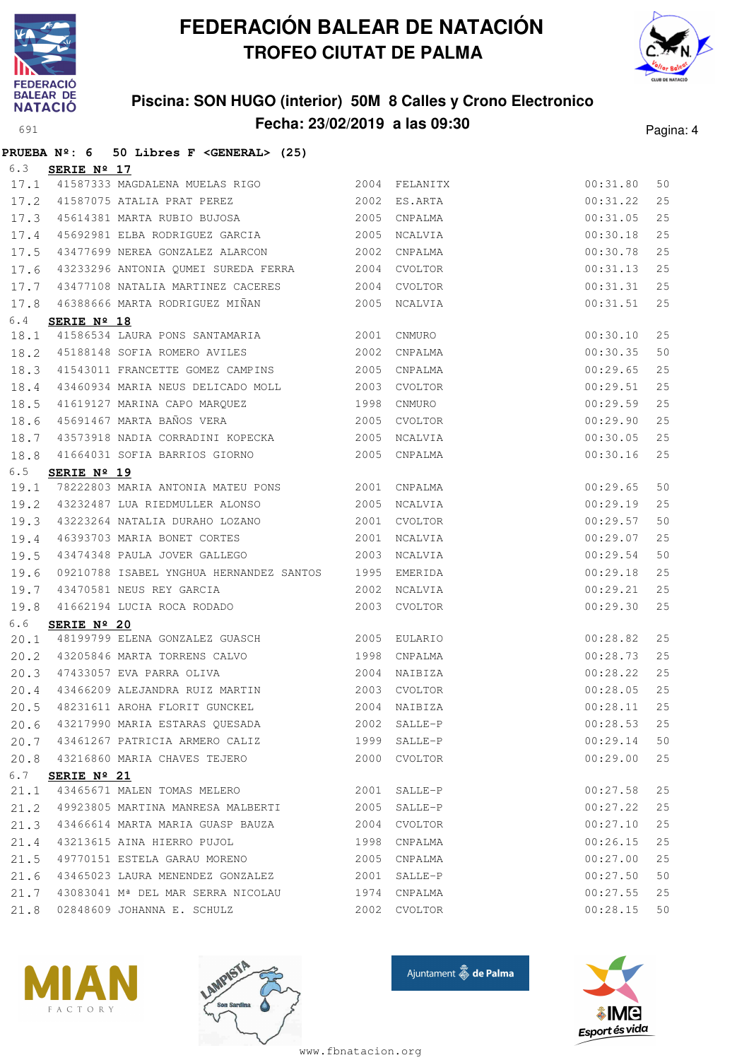# FEDERACIÓN BALEAR DE NATACIÓN
## TROFEO CIUTAT DE PALMA

### Piscina: SON HUGO (interior) 50M 8 Calles y Crono Electronico
### Fecha: 23/02/2019 a las 09:30

691

**PRUEBA Nº: 6 50 Libres F <GENERAL> (25)**

6.3 **SERIE Nº 17**

| | | | | | | |
|---|---|---|---|---|---|---|
| 17.1 | 41587333 | MAGDALENA MUELAS RIGO | 2004 | FELANITX | 00:31.80 | 50 |
| 17.2 | 41587075 | ATALIA PRAT PEREZ | 2002 | ES.ARTA | 00:31.22 | 25 |
| 17.3 | 45614381 | MARTA RUBIO BUJOSA | 2005 | CNPALMA | 00:31.05 | 25 |
| 17.4 | 45692981 | ELBA RODRIGUEZ GARCIA | 2005 | NCALVIA | 00:30.18 | 25 |
| 17.5 | 43477699 | NEREA GONZALEZ ALARCON | 2002 | CNPALMA | 00:30.78 | 25 |
| 17.6 | 43233296 | ANTONIA QUMEI SUREDA FERRA | 2004 | CVOLTOR | 00:31.13 | 25 |
| 17.7 | 43477108 | NATALIA MARTINEZ CACERES | 2004 | CVOLTOR | 00:31.31 | 25 |
| 17.8 | 46388666 | MARTA RODRIGUEZ MIÑAN | 2005 | NCALVIA | 00:31.51 | 25 |

6.4 **SERIE Nº 18**

| | | | | | | |
|---|---|---|---|---|---|---|
| 18.1 | 41586534 | LAURA PONS SANTAMARIA | 2001 | CNMURO | 00:30.10 | 25 |
| 18.2 | 45188148 | SOFIA ROMERO AVILES | 2002 | CNPALMA | 00:30.35 | 50 |
| 18.3 | 41543011 | FRANCETTE GOMEZ CAMPINS | 2005 | CNPALMA | 00:29.65 | 25 |
| 18.4 | 43460934 | MARIA NEUS DELICADO MOLL | 2003 | CVOLTOR | 00:29.51 | 25 |
| 18.5 | 41619127 | MARINA CAPO MARQUEZ | 1998 | CNMURO | 00:29.59 | 25 |
| 18.6 | 45691467 | MARTA BAÑOS VERA | 2005 | CVOLTOR | 00:29.90 | 25 |
| 18.7 | 43573918 | NADIA CORRADINI KOPECKA | 2005 | NCALVIA | 00:30.05 | 25 |
| 18.8 | 41664031 | SOFIA BARRIOS GIORNO | 2005 | CNPALMA | 00:30.16 | 25 |

6.5 **SERIE Nº 19**

| | | | | | | |
|---|---|---|---|---|---|---|
| 19.1 | 78222803 | MARIA ANTONIA MATEU PONS | 2001 | CNPALMA | 00:29.65 | 50 |
| 19.2 | 43232487 | LUA RIEDMULLER ALONSO | 2005 | NCALVIA | 00:29.19 | 25 |
| 19.3 | 43223264 | NATALIA DURAHO LOZANO | 2001 | CVOLTOR | 00:29.57 | 50 |
| 19.4 | 46393703 | MARIA BONET CORTES | 2001 | NCALVIA | 00:29.07 | 25 |
| 19.5 | 43474348 | PAULA JOVER GALLEGO | 2003 | NCALVIA | 00:29.54 | 50 |
| 19.6 | 09210788 | ISABEL YNGHUA HERNANDEZ SANTOS | 1995 | EMERIDA | 00:29.18 | 25 |
| 19.7 | 43470581 | NEUS REY GARCIA | 2002 | NCALVIA | 00:29.21 | 25 |
| 19.8 | 41662194 | LUCIA ROCA RODADO | 2003 | CVOLTOR | 00:29.30 | 25 |

6.6 **SERIE Nº 20**

| | | | | | | |
|---|---|---|---|---|---|---|
| 20.1 | 48199799 | ELENA GONZALEZ GUASCH | 2005 | EULARIO | 00:28.82 | 25 |
| 20.2 | 43205846 | MARTA TORRENS CALVO | 1998 | CNPALMA | 00:28.73 | 25 |
| 20.3 | 47433057 | EVA PARRA OLIVA | 2004 | NAIBIZA | 00:28.22 | 25 |
| 20.4 | 43466209 | ALEJANDRA RUIZ MARTIN | 2003 | CVOLTOR | 00:28.05 | 25 |
| 20.5 | 48231611 | AROHA FLORIT GUNCKEL | 2004 | NAIBIZA | 00:28.11 | 25 |
| 20.6 | 43217990 | MARIA ESTARAS QUESADA | 2002 | SALLE-P | 00:28.53 | 25 |
| 20.7 | 43461267 | PATRICIA ARMERO CALIZ | 1999 | SALLE-P | 00:29.14 | 50 |
| 20.8 | 43216860 | MARIA CHAVES TEJERO | 2000 | CVOLTOR | 00:29.00 | 25 |

6.7 **SERIE Nº 21**

| | | | | | | |
|---|---|---|---|---|---|---|
| 21.1 | 43465671 | MALEN TOMAS MELERO | 2001 | SALLE-P | 00:27.58 | 25 |
| 21.2 | 49923805 | MARTINA MANRESA MALBERTI | 2005 | SALLE-P | 00:27.22 | 25 |
| 21.3 | 43466614 | MARTA MARIA GUASP BAUZA | 2004 | CVOLTOR | 00:27.10 | 25 |
| 21.4 | 43213615 | AINA HIERRO PUJOL | 1998 | CNPALMA | 00:26.15 | 25 |
| 21.5 | 49770151 | ESTELA GARAU MORENO | 2005 | CNPALMA | 00:27.00 | 25 |
| 21.6 | 43465023 | LAURA MENENDEZ GONZALEZ | 2001 | SALLE-P | 00:27.50 | 50 |
| 21.7 | 43083041 | Mª DEL MAR SERRA NICOLAU | 1974 | CNPALMA | 00:27.55 | 25 |
| 21.8 | 02848609 | JOHANNA E. SCHULZ | 2002 | CVOLTOR | 00:28.15 | 50 |

www.fbnatacion.org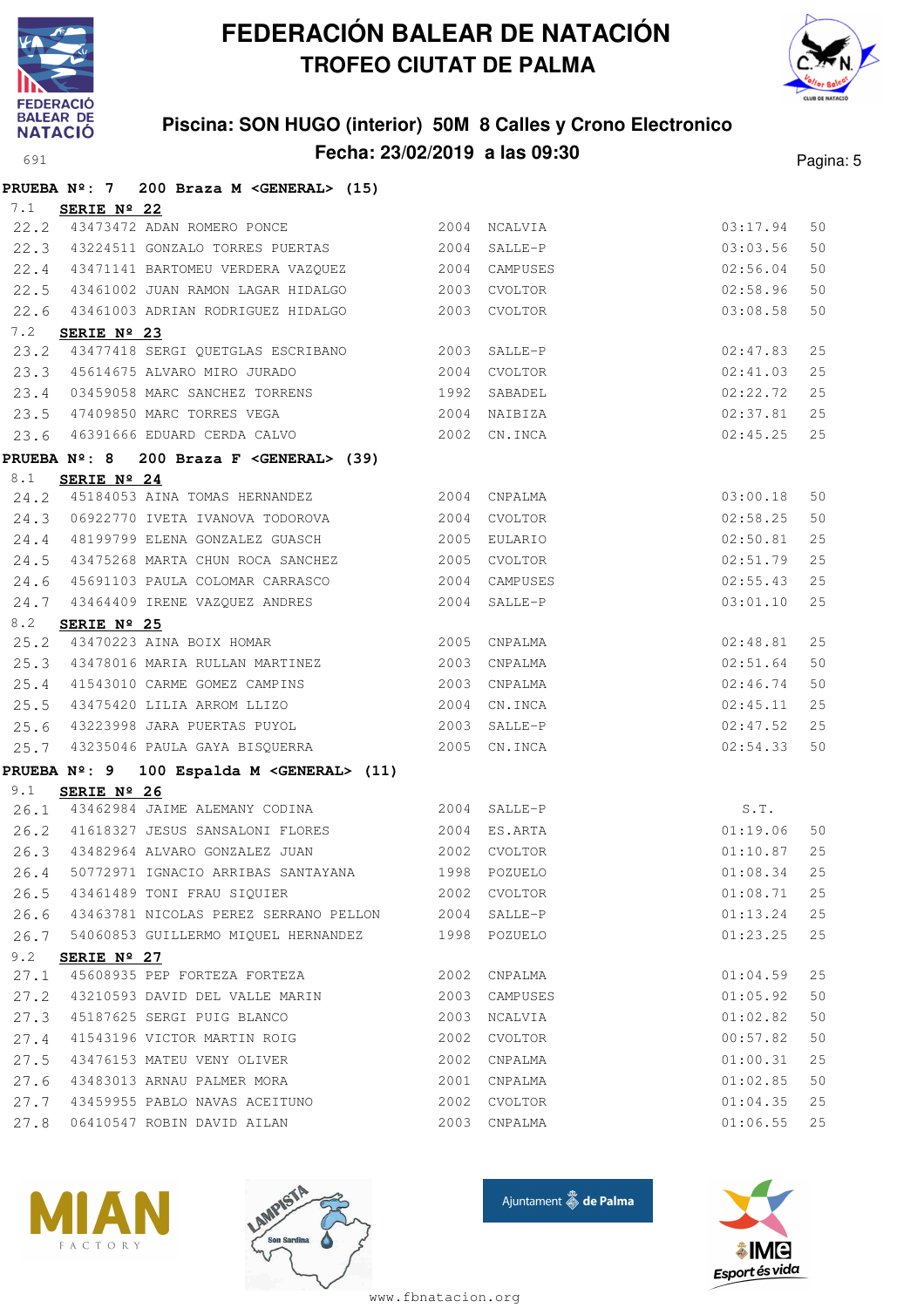# FEDERACIÓN BALEAR DE NATACIÓN

## TROFEO CIUTAT DE PALMA

### Piscina: SON HUGO (interior) 50M 8 Calles y Crono Electronico

### Fecha: 23/02/2019 a las 09:30

**PRUEBA Nº: 7 200 Braza M <GENERAL> (15)**

7.1 **SERIE Nº 22**

| | | | | | | |
|---|---|---|---|---|---|---|
| 22.2 | 43473472 ADAN ROMERO PONCE | 2004 | NCALVIA | 03:17.94 | 50 |
| 22.3 | 43224511 GONZALO TORRES PUERTAS | 2004 | SALLE-P | 03:03.56 | 50 |
| 22.4 | 43471141 BARTOMEU VERDERA VAZQUEZ | 2004 | CAMPUSES | 02:56.04 | 50 |
| 22.5 | 43461002 JUAN RAMON LAGAR HIDALGO | 2003 | CVOLTOR | 02:58.96 | 50 |
| 22.6 | 43461003 ADRIAN RODRIGUEZ HIDALGO | 2003 | CVOLTOR | 03:08.58 | 50 |

7.2 **SERIE Nº 23**

| | | | | | |
|---|---|---|---|---|---|
| 23.2 | 43477418 SERGI QUETGLAS ESCRIBANO | 2003 | SALLE-P | 02:47.83 | 25 |
| 23.3 | 45614675 ALVARO MIRO JURADO | 2004 | CVOLTOR | 02:41.03 | 25 |
| 23.4 | 03459058 MARC SANCHEZ TORRENS | 1992 | SABADEL | 02:22.72 | 25 |
| 23.5 | 47409850 MARC TORRES VEGA | 2004 | NAIBIZA | 02:37.81 | 25 |
| 23.6 | 46391666 EDUARD CERDA CALVO | 2002 | CN.INCA | 02:45.25 | 25 |

**PRUEBA Nº: 8 200 Braza F <GENERAL> (39)**

8.1 **SERIE Nº 24**

| | | | | | |
|---|---|---|---|---|---|
| 24.2 | 45184053 AINA TOMAS HERNANDEZ | 2004 | CNPALMA | 03:00.18 | 50 |
| 24.3 | 06922770 IVETA IVANOVA TODOROVA | 2004 | CVOLTOR | 02:58.25 | 50 |
| 24.4 | 48199799 ELENA GONZALEZ GUASCH | 2005 | EULARIO | 02:50.81 | 25 |
| 24.5 | 43475268 MARTA CHUN ROCA SANCHEZ | 2005 | CVOLTOR | 02:51.79 | 25 |
| 24.6 | 45691103 PAULA COLOMAR CARRASCO | 2004 | CAMPUSES | 02:55.43 | 25 |
| 24.7 | 43464409 IRENE VAZQUEZ ANDRES | 2004 | SALLE-P | 03:01.10 | 25 |

8.2 **SERIE Nº 25**

| | | | | | |
|---|---|---|---|---|---|
| 25.2 | 43470223 AINA BOIX HOMAR | 2005 | CNPALMA | 02:48.81 | 25 |
| 25.3 | 43478016 MARIA RULLAN MARTINEZ | 2003 | CNPALMA | 02:51.64 | 50 |
| 25.4 | 41543010 CARME GOMEZ CAMPINS | 2003 | CNPALMA | 02:46.74 | 50 |
| 25.5 | 43475420 LILIA ARROM LLIZO | 2004 | CN.INCA | 02:45.11 | 25 |
| 25.6 | 43223998 JARA PUERTAS PUYOL | 2003 | SALLE-P | 02:47.52 | 25 |
| 25.7 | 43235046 PAULA GAYA BISQUERRA | 2005 | CN.INCA | 02:54.33 | 50 |

**PRUEBA Nº: 9 100 Espalda M <GENERAL> (11)**

9.1 **SERIE Nº 26**

| | | | | | |
|---|---|---|---|---|---|
| 26.1 | 43462984 JAIME ALEMANY CODINA | 2004 | SALLE-P | S.T. | |
| 26.2 | 41618327 JESUS SANSALONI FLORES | 2004 | ES.ARTA | 01:19.06 | 50 |
| 26.3 | 43482964 ALVARO GONZALEZ JUAN | 2002 | CVOLTOR | 01:10.87 | 25 |
| 26.4 | 50772971 IGNACIO ARRIBAS SANTAYANA | 1998 | POZUELO | 01:08.34 | 25 |
| 26.5 | 43461489 TONI FRAU SIQUIER | 2002 | CVOLTOR | 01:08.71 | 25 |
| 26.6 | 43463781 NICOLAS PEREZ SERRANO PELLON | 2004 | SALLE-P | 01:13.24 | 25 |
| 26.7 | 54060853 GUILLERMO MIQUEL HERNANDEZ | 1998 | POZUELO | 01:23.25 | 25 |

9.2 **SERIE Nº 27**

| | | | | | |
|---|---|---|---|---|---|
| 27.1 | 45608935 PEP FORTEZA FORTEZA | 2002 | CNPALMA | 01:04.59 | 25 |
| 27.2 | 43210593 DAVID DEL VALLE MARIN | 2003 | CAMPUSES | 01:05.92 | 50 |
| 27.3 | 45187625 SERGI PUIG BLANCO | 2003 | NCALVIA | 01:02.82 | 50 |
| 27.4 | 41543196 VICTOR MARTIN ROIG | 2002 | CVOLTOR | 00:57.82 | 50 |
| 27.5 | 43476153 MATEU VENY OLIVER | 2002 | CNPALMA | 01:00.31 | 25 |
| 27.6 | 43483013 ARNAU PALMER MORA | 2001 | CNPALMA | 01:02.85 | 50 |
| 27.7 | 43459955 PABLO NAVAS ACEITUNO | 2002 | CVOLTOR | 01:04.35 | 25 |
| 27.8 | 06410547 ROBIN DAVID AILAN | 2003 | CNPALMA | 01:06.55 | 25 |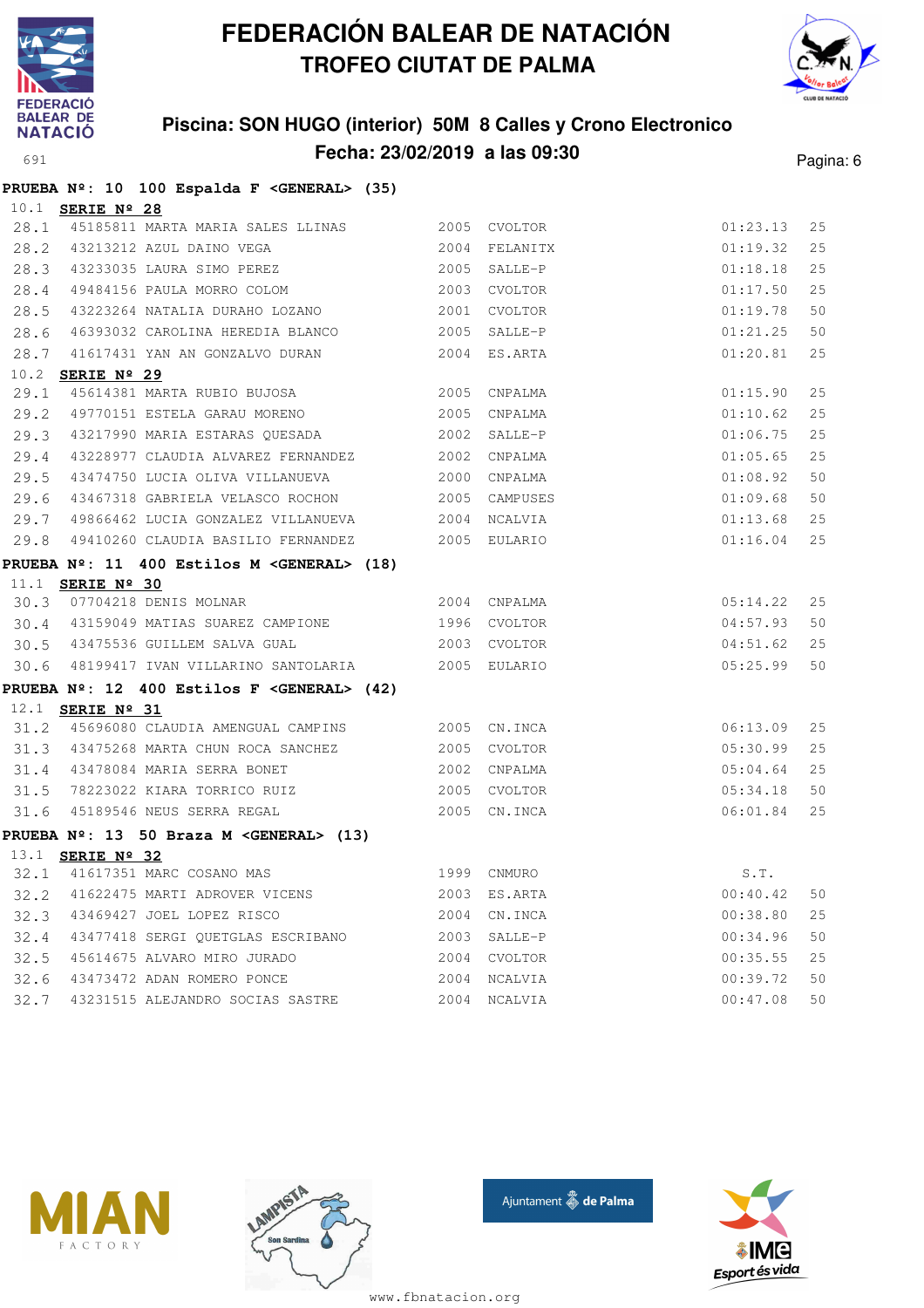# FEDERACIÓN BALEAR DE NATACIÓN
## TROFEO CIUTAT DE PALMA

### Piscina: SON HUGO (interior) 50M 8 Calles y Crono Electronico
### Fecha: 23/02/2019 a las 09:30

691

**PRUEBA Nº: 10 100 Espalda F <GENERAL> (35)**

10.1 **SERIE Nº 28**

| | | | | | | |
|---|---|---|---|---|---|---|
| 28.1 | 45185811 | MARTA MARIA SALES LLINAS | 2005 | CVOLTOR | 01:23.13 | 25 |
| 28.2 | 43213212 | AZUL DAINO VEGA | 2004 | FELANITX | 01:19.32 | 25 |
| 28.3 | 43233035 | LAURA SIMO PEREZ | 2005 | SALLE-P | 01:18.18 | 25 |
| 28.4 | 49484156 | PAULA MORRO COLOM | 2003 | CVOLTOR | 01:17.50 | 25 |
| 28.5 | 43223264 | NATALIA DURAHO LOZANO | 2001 | CVOLTOR | 01:19.78 | 50 |
| 28.6 | 46393032 | CAROLINA HEREDIA BLANCO | 2005 | SALLE-P | 01:21.25 | 50 |
| 28.7 | 41617431 | YAN AN GONZALVO DURAN | 2004 | ES.ARTA | 01:20.81 | 25 |

10.2 **SERIE Nº 29**

| | | | | | | |
|---|---|---|---|---|---|---|
| 29.1 | 45614381 | MARTA RUBIO BUJOSA | 2005 | CNPALMA | 01:15.90 | 25 |
| 29.2 | 49770151 | ESTELA GARAU MORENO | 2005 | CNPALMA | 01:10.62 | 25 |
| 29.3 | 43217990 | MARIA ESTARAS QUESADA | 2002 | SALLE-P | 01:06.75 | 25 |
| 29.4 | 43228977 | CLAUDIA ALVAREZ FERNANDEZ | 2002 | CNPALMA | 01:05.65 | 25 |
| 29.5 | 43474750 | LUCIA OLIVA VILLANUEVA | 2000 | CNPALMA | 01:08.92 | 50 |
| 29.6 | 43467318 | GABRIELA VELASCO ROCHON | 2005 | CAMPUSES | 01:09.68 | 50 |
| 29.7 | 49866462 | LUCIA GONZALEZ VILLANUEVA | 2004 | NCALVIA | 01:13.68 | 25 |
| 29.8 | 49410260 | CLAUDIA BASILIO FERNANDEZ | 2005 | EULARIO | 01:16.04 | 25 |

**PRUEBA Nº: 11 400 Estilos M <GENERAL> (18)**

11.1 **SERIE Nº 30**

| | | | | | | |
|---|---|---|---|---|---|---|
| 30.3 | 07704218 | DENIS MOLNAR | 2004 | CNPALMA | 05:14.22 | 25 |
| 30.4 | 43159049 | MATIAS SUAREZ CAMPIONE | 1996 | CVOLTOR | 04:57.93 | 50 |
| 30.5 | 43475536 | GUILLEM SALVA GUAL | 2003 | CVOLTOR | 04:51.62 | 25 |
| 30.6 | 48199417 | IVAN VILLARINO SANTOLARIA | 2005 | EULARIO | 05:25.99 | 50 |

**PRUEBA Nº: 12 400 Estilos F <GENERAL> (42)**

12.1 **SERIE Nº 31**

| | | | | | | |
|---|---|---|---|---|---|---|
| 31.2 | 45696080 | CLAUDIA AMENGUAL CAMPINS | 2005 | CN.INCA | 06:13.09 | 25 |
| 31.3 | 43475268 | MARTA CHUN ROCA SANCHEZ | 2005 | CVOLTOR | 05:30.99 | 25 |
| 31.4 | 43478084 | MARIA SERRA BONET | 2002 | CNPALMA | 05:04.64 | 25 |
| 31.5 | 78223022 | KIARA TORRICO RUIZ | 2005 | CVOLTOR | 05:34.18 | 50 |
| 31.6 | 45189546 | NEUS SERRA REGAL | 2005 | CN.INCA | 06:01.84 | 25 |

**PRUEBA Nº: 13 50 Braza M <GENERAL> (13)**

13.1 **SERIE Nº 32**

| | | | | | | |
|---|---|---|---|---|---|---|
| 32.1 | 41617351 | MARC COSANO MAS | 1999 | CNMURO | S.T. | |
| 32.2 | 41622475 | MARTI ADROVER VICENS | 2003 | ES.ARTA | 00:40.42 | 50 |
| 32.3 | 43469427 | JOEL LOPEZ RISCO | 2004 | CN.INCA | 00:38.80 | 25 |
| 32.4 | 43477418 | SERGI QUETGLAS ESCRIBANO | 2003 | SALLE-P | 00:34.96 | 50 |
| 32.5 | 45614675 | ALVARO MIRO JURADO | 2004 | CVOLTOR | 00:35.55 | 25 |
| 32.6 | 43473472 | ADAN ROMERO PONCE | 2004 | NCALVIA | 00:39.72 | 50 |
| 32.7 | 43231515 | ALEJANDRO SOCIAS SASTRE | 2004 | NCALVIA | 00:47.08 | 50 |

www.fbnatacion.org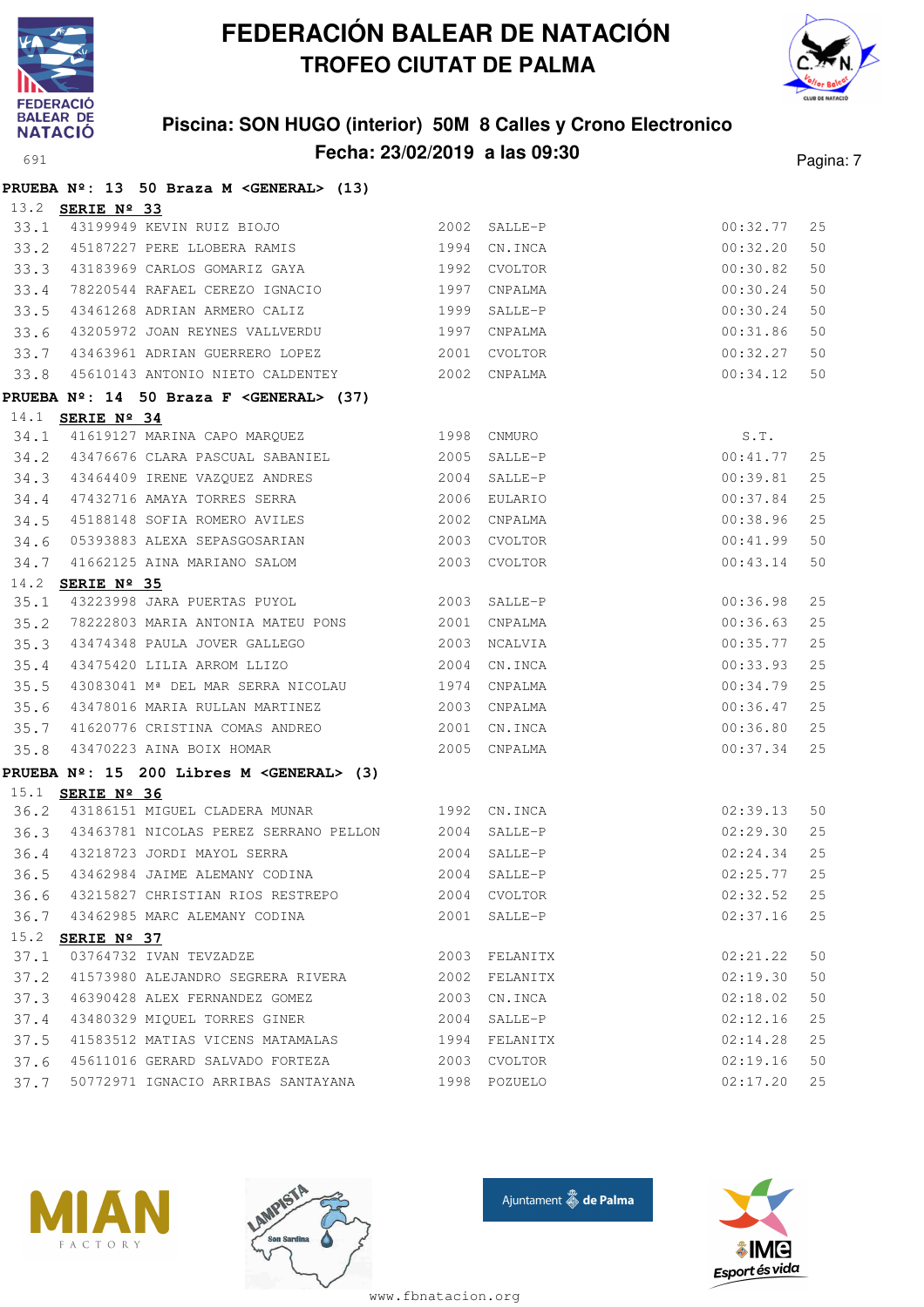# FEDERACIÓN BALEAR DE NATACIÓN
## TROFEO CIUTAT DE PALMA

### Piscina: SON HUGO (interior) 50M 8 Calles y Crono Electronico
### Fecha: 23/02/2019 a las 09:30

**PRUEBA Nº: 13 50 Braza M <GENERAL> (13)**

13.2 **SERIE Nº 33**

| | | | | | | |
|---|---|---|---|---|---|---|
| 33.1 | 43199949 | KEVIN RUIZ BIOJO | 2002 | SALLE-P | 00:32.77 | 25 |
| 33.2 | 45187227 | PERE LLOBERA RAMIS | 1994 | CN.INCA | 00:32.20 | 50 |
| 33.3 | 43183969 | CARLOS GOMARIZ GAYA | 1992 | CVOLTOR | 00:30.82 | 50 |
| 33.4 | 78220544 | RAFAEL CEREZO IGNACIO | 1997 | CNPALMA | 00:30.24 | 50 |
| 33.5 | 43461268 | ADRIAN ARMERO CALIZ | 1999 | SALLE-P | 00:30.24 | 50 |
| 33.6 | 43205972 | JOAN REYNES VALLVERDU | 1997 | CNPALMA | 00:31.86 | 50 |
| 33.7 | 43463961 | ADRIAN GUERRERO LOPEZ | 2001 | CVOLTOR | 00:32.27 | 50 |
| 33.8 | 45610143 | ANTONIO NIETO CALDENTEY | 2002 | CNPALMA | 00:34.12 | 50 |

**PRUEBA Nº: 14 50 Braza F <GENERAL> (37)**

14.1 **SERIE Nº 34**

| | | | | | | |
|---|---|---|---|---|---|---|
| 34.1 | 41619127 | MARINA CAPO MARQUEZ | 1998 | CNMURO | S.T. | |
| 34.2 | 43476676 | CLARA PASCUAL SABANIEL | 2005 | SALLE-P | 00:41.77 | 25 |
| 34.3 | 43464409 | IRENE VAZQUEZ ANDRES | 2004 | SALLE-P | 00:39.81 | 25 |
| 34.4 | 47432716 | AMAYA TORRES SERRA | 2006 | EULARIO | 00:37.84 | 25 |
| 34.5 | 45188148 | SOFIA ROMERO AVILES | 2002 | CNPALMA | 00:38.96 | 25 |
| 34.6 | 05393883 | ALEXA SEPASGOSARIAN | 2003 | CVOLTOR | 00:41.99 | 50 |
| 34.7 | 41662125 | AINA MARIANO SALOM | 2003 | CVOLTOR | 00:43.14 | 50 |

14.2 **SERIE Nº 35**

| | | | | | | |
|---|---|---|---|---|---|---|
| 35.1 | 43223998 | JARA PUERTAS PUYOL | 2003 | SALLE-P | 00:36.98 | 25 |
| 35.2 | 78222803 | MARIA ANTONIA MATEU PONS | 2001 | CNPALMA | 00:36.63 | 25 |
| 35.3 | 43474348 | PAULA JOVER GALLEGO | 2003 | NCALVIA | 00:35.77 | 25 |
| 35.4 | 43475420 | LILIA ARROM LLIZO | 2004 | CN.INCA | 00:33.93 | 25 |
| 35.5 | 43083041 | Mª DEL MAR SERRA NICOLAU | 1974 | CNPALMA | 00:34.79 | 25 |
| 35.6 | 43478016 | MARIA RULLAN MARTINEZ | 2003 | CNPALMA | 00:36.47 | 25 |
| 35.7 | 41620776 | CRISTINA COMAS ANDREO | 2001 | CN.INCA | 00:36.80 | 25 |
| 35.8 | 43470223 | AINA BOIX HOMAR | 2005 | CNPALMA | 00:37.34 | 25 |

**PRUEBA Nº: 15 200 Libres M <GENERAL> (3)**

15.1 **SERIE Nº 36**

| | | | | | | |
|---|---|---|---|---|---|---|
| 36.2 | 43186151 | MIGUEL CLADERA MUNAR | 1992 | CN.INCA | 02:39.13 | 50 |
| 36.3 | 43463781 | NICOLAS PEREZ SERRANO PELLON | 2004 | SALLE-P | 02:29.30 | 25 |
| 36.4 | 43218723 | JORDI MAYOL SERRA | 2004 | SALLE-P | 02:24.34 | 25 |
| 36.5 | 43462984 | JAIME ALEMANY CODINA | 2004 | SALLE-P | 02:25.77 | 25 |
| 36.6 | 43215827 | CHRISTIAN RIOS RESTREPO | 2004 | CVOLTOR | 02:32.52 | 25 |
| 36.7 | 43462985 | MARC ALEMANY CODINA | 2001 | SALLE-P | 02:37.16 | 25 |

15.2 **SERIE Nº 37**

| | | | | | | |
|---|---|---|---|---|---|---|
| 37.1 | 03764732 | IVAN TEVZADZE | 2003 | FELANITX | 02:21.22 | 50 |
| 37.2 | 41573980 | ALEJANDRO SEGRERA RIVERA | 2002 | FELANITX | 02:19.30 | 50 |
| 37.3 | 46390428 | ALEX FERNANDEZ GOMEZ | 2003 | CN.INCA | 02:18.02 | 50 |
| 37.4 | 43480329 | MIQUEL TORRES GINER | 2004 | SALLE-P | 02:12.16 | 25 |
| 37.5 | 41583512 | MATIAS VICENS MATAMALAS | 1994 | FELANITX | 02:14.28 | 25 |
| 37.6 | 45611016 | GERARD SALVADO FORTEZA | 2003 | CVOLTOR | 02:19.16 | 50 |
| 37.7 | 50772971 | IGNACIO ARRIBAS SANTAYANA | 1998 | POZUELO | 02:17.20 | 25 |

www.fbnatacion.org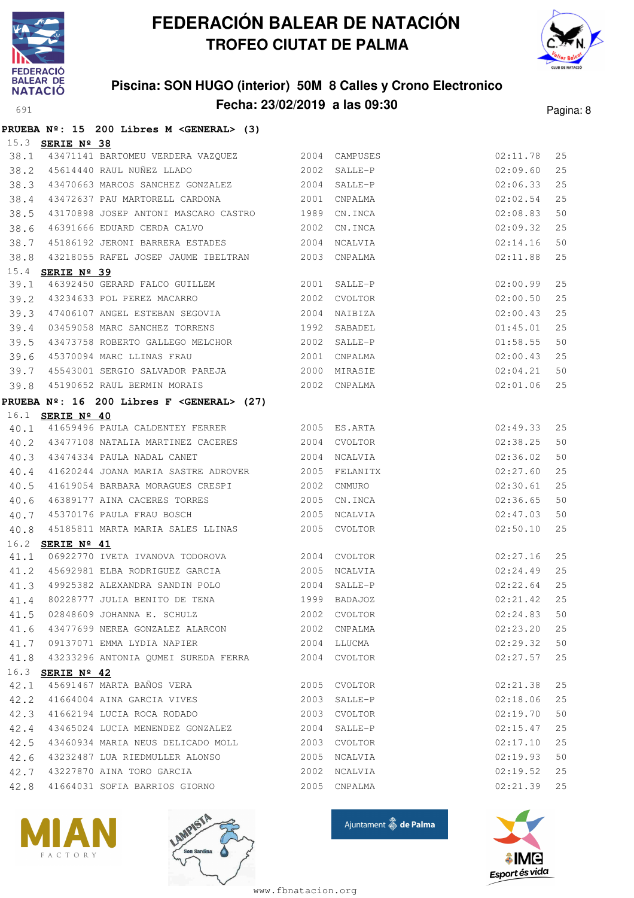# FEDERACIÓN BALEAR DE NATACIÓN
## TROFEO CIUTAT DE PALMA

### Piscina: SON HUGO (interior) 50M 8 Calles y Crono Electronico
### Fecha: 23/02/2019 a las 09:30

691

**PRUEBA Nº: 15 200 Libres M <GENERAL> (3)**

15.3 **SERIE Nº 38**

| | | | | | | |
|---|---|---|---|---|---|---|
| 38.1 | 43471141 | BARTOMEU VERDERA VAZQUEZ | 2004 | CAMPUSES | 02:11.78 | 25 |
| 38.2 | 45614440 | RAUL NUÑEZ LLADO | 2002 | SALLE-P | 02:09.60 | 25 |
| 38.3 | 43470663 | MARCOS SANCHEZ GONZALEZ | 2004 | SALLE-P | 02:06.33 | 25 |
| 38.4 | 43472637 | PAU MARTORELL CARDONA | 2001 | CNPALMA | 02:02.54 | 25 |
| 38.5 | 43170898 | JOSEP ANTONI MASCARO CASTRO | 1989 | CN.INCA | 02:08.83 | 50 |
| 38.6 | 46391666 | EDUARD CERDA CALVO | 2002 | CN.INCA | 02:09.32 | 25 |
| 38.7 | 45186192 | JERONI BARRERA ESTADES | 2004 | NCALVIA | 02:14.16 | 50 |
| 38.8 | 43218055 | RAFEL JOSEP JAUME IBELTRAN | 2003 | CNPALMA | 02:11.88 | 25 |

15.4 **SERIE Nº 39**

| | | | | | | |
|---|---|---|---|---|---|---|
| 39.1 | 46392450 | GERARD FALCO GUILLEM | 2001 | SALLE-P | 02:00.99 | 25 |
| 39.2 | 43234633 | POL PEREZ MACARRO | 2002 | CVOLTOR | 02:00.50 | 25 |
| 39.3 | 47406107 | ANGEL ESTEBAN SEGOVIA | 2004 | NAIBIZA | 02:00.43 | 25 |
| 39.4 | 03459058 | MARC SANCHEZ TORRENS | 1992 | SABADEL | 01:45.01 | 25 |
| 39.5 | 43473758 | ROBERTO GALLEGO MELCHOR | 2002 | SALLE-P | 01:58.55 | 50 |
| 39.6 | 45370094 | MARC LLINAS FRAU | 2001 | CNPALMA | 02:00.43 | 25 |
| 39.7 | 45543001 | SERGIO SALVADOR PAREJA | 2000 | MIRASIE | 02:04.21 | 50 |
| 39.8 | 45190652 | RAUL BERMIN MORAIS | 2002 | CNPALMA | 02:01.06 | 25 |

**PRUEBA Nº: 16 200 Libres F <GENERAL> (27)**

16.1 **SERIE Nº 40**

| | | | | | | |
|---|---|---|---|---|---|---|
| 40.1 | 41659496 | PAULA CALDENTEY FERRER | 2005 | ES.ARTA | 02:49.33 | 25 |
| 40.2 | 43477108 | NATALIA MARTINEZ CACERES | 2004 | CVOLTOR | 02:38.25 | 50 |
| 40.3 | 43474334 | PAULA NADAL CANET | 2004 | NCALVIA | 02:36.02 | 50 |
| 40.4 | 41620244 | JOANA MARIA SASTRE ADROVER | 2005 | FELANITX | 02:27.60 | 25 |
| 40.5 | 41619054 | BARBARA MORAGUES CRESPI | 2002 | CNMURO | 02:30.61 | 25 |
| 40.6 | 46389177 | AINA CACERES TORRES | 2005 | CN.INCA | 02:36.65 | 50 |
| 40.7 | 45370176 | PAULA FRAU BOSCH | 2005 | NCALVIA | 02:47.03 | 50 |
| 40.8 | 45185811 | MARTA MARIA SALES LLINAS | 2005 | CVOLTOR | 02:50.10 | 25 |

16.2 **SERIE Nº 41**

| | | | | | | |
|---|---|---|---|---|---|---|
| 41.1 | 06922770 | IVETA IVANOVA TODOROVA | 2004 | CVOLTOR | 02:27.16 | 25 |
| 41.2 | 45692981 | ELBA RODRIGUEZ GARCIA | 2005 | NCALVIA | 02:24.49 | 25 |
| 41.3 | 49925382 | ALEXANDRA SANDIN POLO | 2004 | SALLE-P | 02:22.64 | 25 |
| 41.4 | 80228777 | JULIA BENITO DE TENA | 1999 | BADAJOZ | 02:21.42 | 25 |
| 41.5 | 02848609 | JOHANNA E. SCHULZ | 2002 | CVOLTOR | 02:24.83 | 50 |
| 41.6 | 43477699 | NEREA GONZALEZ ALARCON | 2002 | CNPALMA | 02:23.20 | 25 |
| 41.7 | 09137071 | EMMA LYDIA NAPIER | 2004 | LLUCMA | 02:29.32 | 50 |
| 41.8 | 43233296 | ANTONIA QUMEI SUREDA FERRA | 2004 | CVOLTOR | 02:27.57 | 25 |

16.3 **SERIE Nº 42**

| | | | | | | |
|---|---|---|---|---|---|---|
| 42.1 | 45691467 | MARTA BAÑOS VERA | 2005 | CVOLTOR | 02:21.38 | 25 |
| 42.2 | 41664004 | AINA GARCIA VIVES | 2003 | SALLE-P | 02:18.06 | 25 |
| 42.3 | 41662194 | LUCIA ROCA RODADO | 2003 | CVOLTOR | 02:19.70 | 50 |
| 42.4 | 43465024 | LUCIA MENENDEZ GONZALEZ | 2004 | SALLE-P | 02:15.47 | 25 |
| 42.5 | 43460934 | MARIA NEUS DELICADO MOLL | 2003 | CVOLTOR | 02:17.10 | 25 |
| 42.6 | 43232487 | LUA RIEDMULLER ALONSO | 2005 | NCALVIA | 02:19.93 | 50 |
| 42.7 | 43227870 | AINA TORO GARCIA | 2002 | NCALVIA | 02:19.52 | 25 |
| 42.8 | 41664031 | SOFIA BARRIOS GIORNO | 2005 | CNPALMA | 02:21.39 | 25 |

www.fbnatacion.org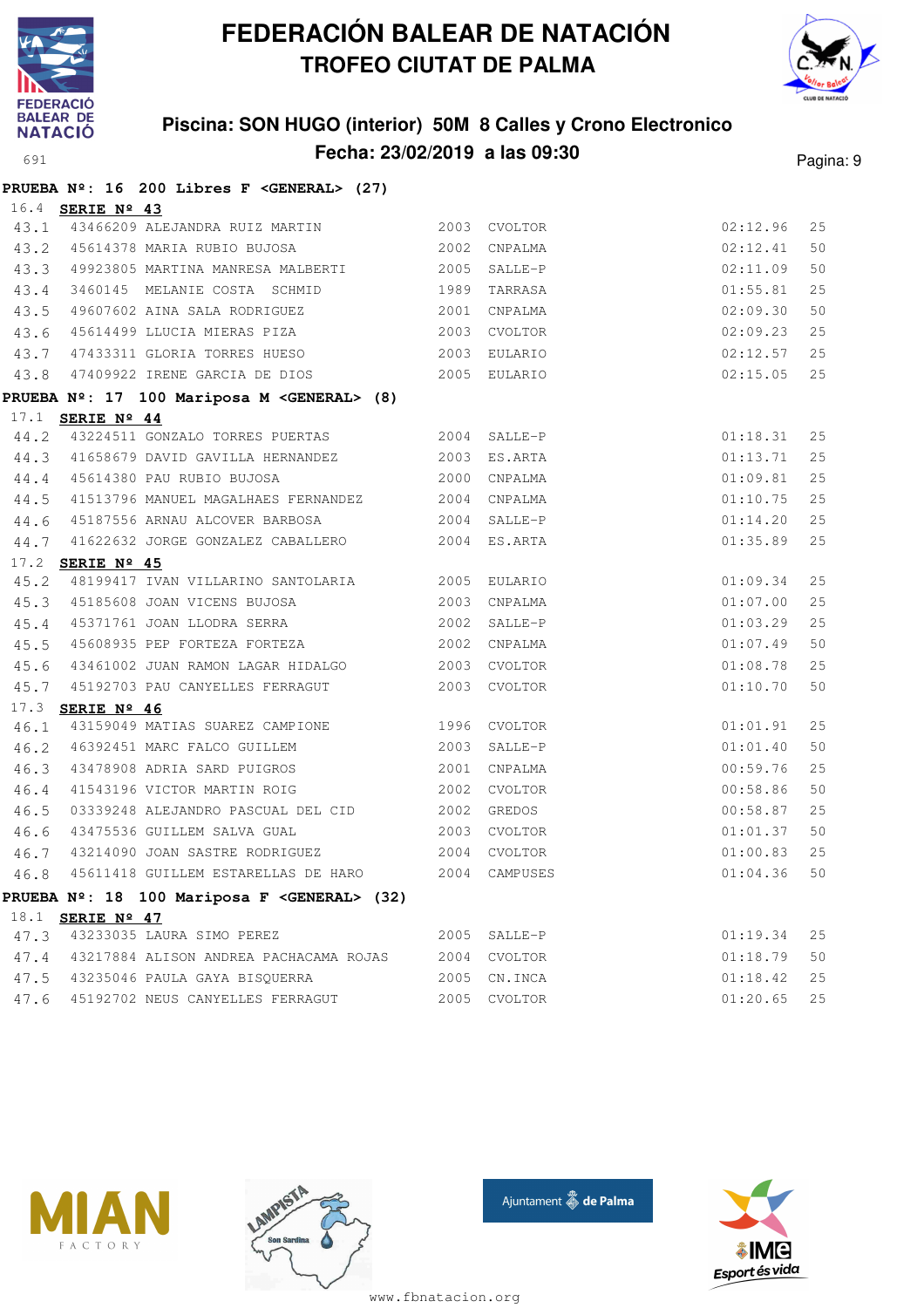# FEDERACIÓN BALEAR DE NATACIÓN
## TROFEO CIUTAT DE PALMA

### Piscina: SON HUGO (interior) 50M 8 Calles y Crono Electronico
### Fecha: 23/02/2019 a las 09:30

691

**PRUEBA Nº: 16 200 Libres F <GENERAL> (27)**

16.4 **SERIE Nº 43**

| | | | | | | |
|---|---|---|---|---|---|---|
| 43.1 | 43466209 | ALEJANDRA RUIZ MARTIN | 2003 | CVOLTOR | 02:12.96 | 25 |
| 43.2 | 45614378 | MARIA RUBIO BUJOSA | 2002 | CNPALMA | 02:12.41 | 50 |
| 43.3 | 49923805 | MARTINA MANRESA MALBERTI | 2005 | SALLE-P | 02:11.09 | 50 |
| 43.4 | 3460145 | MELANIE COSTA SCHMID | 1989 | TARRASA | 01:55.81 | 25 |
| 43.5 | 49607602 | AINA SALA RODRIGUEZ | 2001 | CNPALMA | 02:09.30 | 50 |
| 43.6 | 45614499 | LLUCIA MIERAS PIZA | 2003 | CVOLTOR | 02:09.23 | 25 |
| 43.7 | 47433311 | GLORIA TORRES HUESO | 2003 | EULARIO | 02:12.57 | 25 |
| 43.8 | 47409922 | IRENE GARCIA DE DIOS | 2005 | EULARIO | 02:15.05 | 25 |

**PRUEBA Nº: 17 100 Mariposa M <GENERAL> (8)**

17.1 **SERIE Nº 44**

| | | | | | | |
|---|---|---|---|---|---|---|
| 44.2 | 43224511 | GONZALO TORRES PUERTAS | 2004 | SALLE-P | 01:18.31 | 25 |
| 44.3 | 41658679 | DAVID GAVILLA HERNANDEZ | 2003 | ES.ARTA | 01:13.71 | 25 |
| 44.4 | 45614380 | PAU RUBIO BUJOSA | 2000 | CNPALMA | 01:09.81 | 25 |
| 44.5 | 41513796 | MANUEL MAGALHAES FERNANDEZ | 2004 | CNPALMA | 01:10.75 | 25 |
| 44.6 | 45187556 | ARNAU ALCOVER BARBOSA | 2004 | SALLE-P | 01:14.20 | 25 |
| 44.7 | 41622632 | JORGE GONZALEZ CABALLERO | 2004 | ES.ARTA | 01:35.89 | 25 |

17.2 **SERIE Nº 45**

| | | | | | | |
|---|---|---|---|---|---|---|
| 45.2 | 48199417 | IVAN VILLARINO SANTOLARIA | 2005 | EULARIO | 01:09.34 | 25 |
| 45.3 | 45185608 | JOAN VICENS BUJOSA | 2003 | CNPALMA | 01:07.00 | 25 |
| 45.4 | 45371761 | JOAN LLODRA SERRA | 2002 | SALLE-P | 01:03.29 | 25 |
| 45.5 | 45608935 | PEP FORTEZA FORTEZA | 2002 | CNPALMA | 01:07.49 | 50 |
| 45.6 | 43461002 | JUAN RAMON LAGAR HIDALGO | 2003 | CVOLTOR | 01:08.78 | 25 |
| 45.7 | 45192703 | PAU CANYELLES FERRAGUT | 2003 | CVOLTOR | 01:10.70 | 50 |

17.3 **SERIE Nº 46**

| | | | | | | |
|---|---|---|---|---|---|---|
| 46.1 | 43159049 | MATIAS SUAREZ CAMPIONE | 1996 | CVOLTOR | 01:01.91 | 25 |
| 46.2 | 46392451 | MARC FALCO GUILLEM | 2003 | SALLE-P | 01:01.40 | 50 |
| 46.3 | 43478908 | ADRIA SARD PUIGROS | 2001 | CNPALMA | 00:59.76 | 25 |
| 46.4 | 41543196 | VICTOR MARTIN ROIG | 2002 | CVOLTOR | 00:58.86 | 50 |
| 46.5 | 03339248 | ALEJANDRO PASCUAL DEL CID | 2002 | GREDOS | 00:58.87 | 25 |
| 46.6 | 43475536 | GUILLEM SALVA GUAL | 2003 | CVOLTOR | 01:01.37 | 50 |
| 46.7 | 43214090 | JOAN SASTRE RODRIGUEZ | 2004 | CVOLTOR | 01:00.83 | 25 |
| 46.8 | 45611418 | GUILLEM ESTARELLAS DE HARO | 2004 | CAMPUSES | 01:04.36 | 50 |

**PRUEBA Nº: 18 100 Mariposa F <GENERAL> (32)**

18.1 **SERIE Nº 47**

| | | | | | | |
|---|---|---|---|---|---|---|
| 47.3 | 43233035 | LAURA SIMO PEREZ | 2005 | SALLE-P | 01:19.34 | 25 |
| 47.4 | 43217884 | ALISON ANDREA PACHACAMA ROJAS | 2004 | CVOLTOR | 01:18.79 | 50 |
| 47.5 | 43235046 | PAULA GAYA BISQUERRA | 2005 | CN.INCA | 01:18.42 | 25 |
| 47.6 | 45192702 | NEUS CANYELLES FERRAGUT | 2005 | CVOLTOR | 01:20.65 | 25 |

www.fbnatacion.org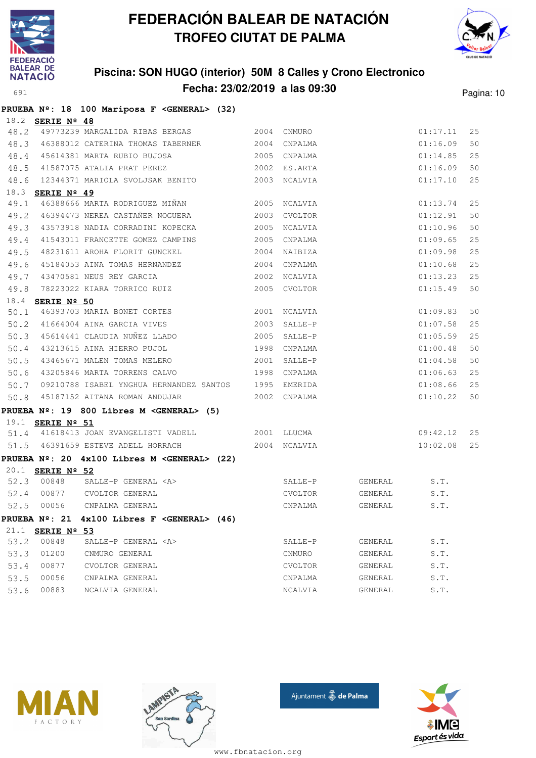# FEDERACIÓN BALEAR DE NATACIÓN

## TROFEO CIUTAT DE PALMA

### Piscina: SON HUGO (interior) 50M 8 Calles y Crono Electronico

### Fecha: 23/02/2019 a las 09:30

691

**PRUEBA Nº: 18 100 Mariposa F <GENERAL> (32)**

18.2 **SERIE Nº 48**

| | | | | | | |
|---|---|---|---|---|---|---|
| 48.2 | 49773239 | MARGALIDA RIBAS BERGAS | 2004 | CNMURO | 01:17.11 | 25 |
| 48.3 | 46388012 | CATERINA THOMAS TABERNER | 2004 | CNPALMA | 01:16.09 | 50 |
| 48.4 | 45614381 | MARTA RUBIO BUJOSA | 2005 | CNPALMA | 01:14.85 | 25 |
| 48.5 | 41587075 | ATALIA PRAT PEREZ | 2002 | ES.ARTA | 01:16.09 | 50 |
| 48.6 | 12344371 | MARIOLA SVOLJSAK BENITO | 2003 | NCALVIA | 01:17.10 | 25 |

18.3 **SERIE Nº 49**

| | | | | | | |
|---|---|---|---|---|---|---|
| 49.1 | 46388666 | MARTA RODRIGUEZ MIÑAN | 2005 | NCALVIA | 01:13.74 | 25 |
| 49.2 | 46394473 | NEREA CASTAÑER NOGUERA | 2003 | CVOLTOR | 01:12.91 | 50 |
| 49.3 | 43573918 | NADIA CORRADINI KOPECKA | 2005 | NCALVIA | 01:10.96 | 50 |
| 49.4 | 41543011 | FRANCETTE GOMEZ CAMPINS | 2005 | CNPALMA | 01:09.65 | 25 |
| 49.5 | 48231611 | AROHA FLORIT GUNCKEL | 2004 | NAIBIZA | 01:09.98 | 25 |
| 49.6 | 45184053 | AINA TOMAS HERNANDEZ | 2004 | CNPALMA | 01:10.68 | 25 |
| 49.7 | 43470581 | NEUS REY GARCIA | 2002 | NCALVIA | 01:13.23 | 25 |
| 49.8 | 78223022 | KIARA TORRICO RUIZ | 2005 | CVOLTOR | 01:15.49 | 50 |

18.4 **SERIE Nº 50**

| | | | | | | |
|---|---|---|---|---|---|---|
| 50.1 | 46393703 | MARIA BONET CORTES | 2001 | NCALVIA | 01:09.83 | 50 |
| 50.2 | 41664004 | AINA GARCIA VIVES | 2003 | SALLE-P | 01:07.58 | 25 |
| 50.3 | 45614441 | CLAUDIA NUÑEZ LLADO | 2005 | SALLE-P | 01:05.59 | 25 |
| 50.4 | 43213615 | AINA HIERRO PUJOL | 1998 | CNPALMA | 01:00.48 | 50 |
| 50.5 | 43465671 | MALEN TOMAS MELERO | 2001 | SALLE-P | 01:04.58 | 50 |
| 50.6 | 43205846 | MARTA TORRENS CALVO | 1998 | CNPALMA | 01:06.63 | 25 |
| 50.7 | 09210788 | ISABEL YNGHUA HERNANDEZ SANTOS | 1995 | EMERIDA | 01:08.66 | 25 |
| 50.8 | 45187152 | AITANA ROMAN ANDUJAR | 2002 | CNPALMA | 01:10.22 | 50 |

**PRUEBA Nº: 19 800 Libres M <GENERAL> (5)**

19.1 **SERIE Nº 51**

| | | | | | | |
|---|---|---|---|---|---|---|
| 51.4 | 41618413 | JOAN EVANGELISTI VADELL | 2001 | LLUCMA | 09:42.12 | 25 |
| 51.5 | 46391659 | ESTEVE ADELL HORRACH | 2004 | NCALVIA | 10:02.08 | 25 |

**PRUEBA Nº: 20 4x100 Libres M <GENERAL> (22)**

20.1 **SERIE Nº 52**

| | | | | | |
|---|---|---|---|---|---|
| 52.3 | 00848 | SALLE-P GENERAL <A> | SALLE-P | GENERAL | S.T. |
| 52.4 | 00877 | CVOLTOR GENERAL | CVOLTOR | GENERAL | S.T. |
| 52.5 | 00056 | CNPALMA GENERAL | CNPALMA | GENERAL | S.T. |

**PRUEBA Nº: 21 4x100 Libres F <GENERAL> (46)**

21.1 **SERIE Nº 53**

| | | | | | |
|---|---|---|---|---|---|
| 53.2 | 00848 | SALLE-P GENERAL <A> | SALLE-P | GENERAL | S.T. |
| 53.3 | 01200 | CNMURO GENERAL | CNMURO | GENERAL | S.T. |
| 53.4 | 00877 | CVOLTOR GENERAL | CVOLTOR | GENERAL | S.T. |
| 53.5 | 00056 | CNPALMA GENERAL | CNPALMA | GENERAL | S.T. |
| 53.6 | 00883 | NCALVIA GENERAL | NCALVIA | GENERAL | S.T. |

www.fbnatacion.org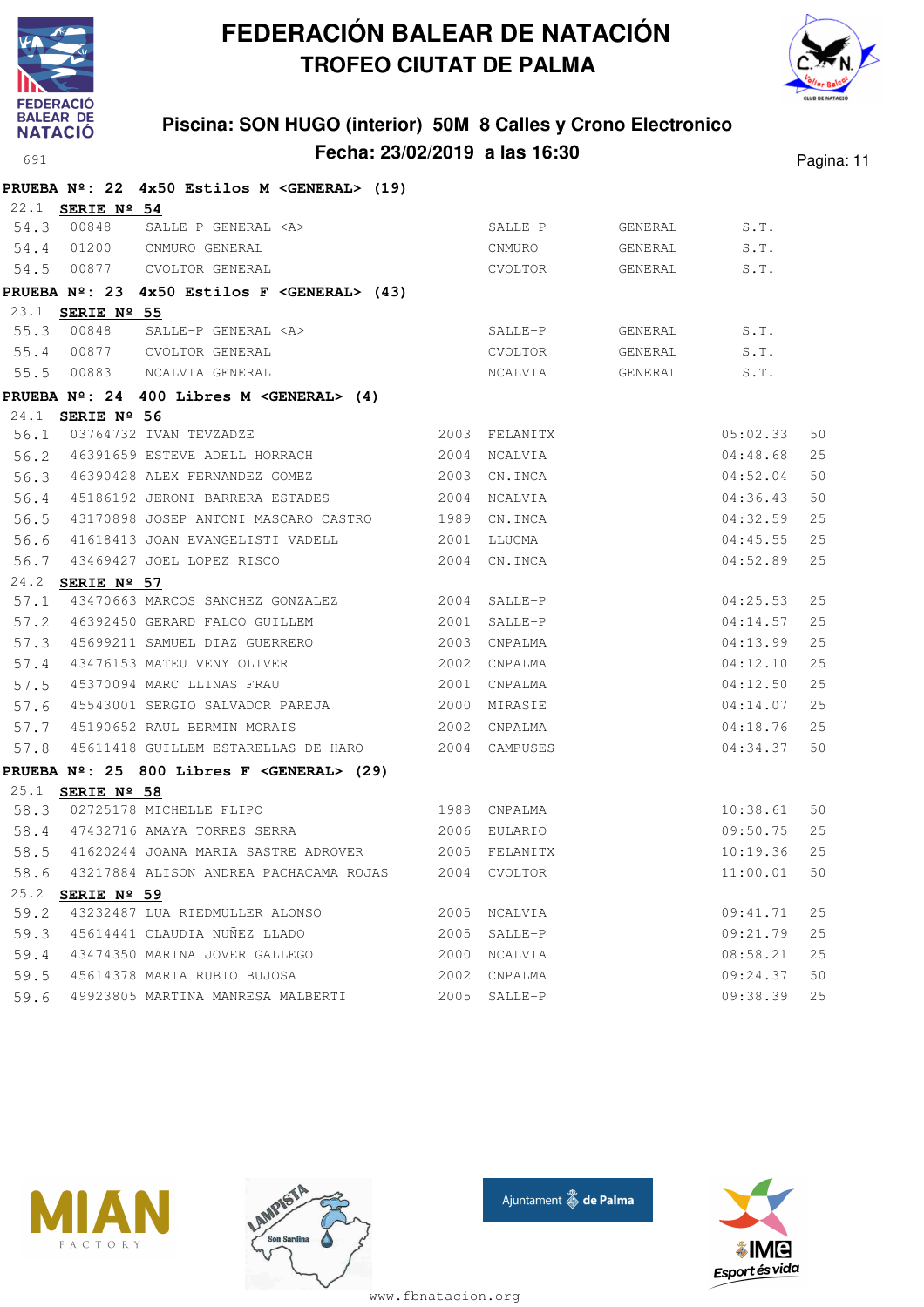# FEDERACIÓN BALEAR DE NATACIÓN
## TROFEO CIUTAT DE PALMA

### Piscina: SON HUGO (interior) 50M 8 Calles y Crono Electronico
### Fecha: 23/02/2019 a las 16:30

691

**PRUEBA Nº: 22 4x50 Estilos M <GENERAL> (19)**

22.1 **SERIE Nº 54**

| | | | | | | |
|---|---|---|---|---|---|---|
| 54.3 | 00848 | SALLE-P GENERAL <A> | SALLE-P | GENERAL | S.T. | |
| 54.4 | 01200 | CNMURO GENERAL | CNMURO | GENERAL | S.T. | |
| 54.5 | 00877 | CVOLTOR GENERAL | CVOLTOR | GENERAL | S.T. | |

**PRUEBA Nº: 23 4x50 Estilos F <GENERAL> (43)**

23.1 **SERIE Nº 55**

| | | | | | | |
|---|---|---|---|---|---|---|
| 55.3 | 00848 | SALLE-P GENERAL <A> | SALLE-P | GENERAL | S.T. | |
| 55.4 | 00877 | CVOLTOR GENERAL | CVOLTOR | GENERAL | S.T. | |
| 55.5 | 00883 | NCALVIA GENERAL | NCALVIA | GENERAL | S.T. | |

**PRUEBA Nº: 24 400 Libres M <GENERAL> (4)**

24.1 **SERIE Nº 56**

| | | | | | | |
|---|---|---|---|---|---|---|
| 56.1 | 03764732 | IVAN TEVZADZE | 2003 | FELANITX | 05:02.33 | 50 |
| 56.2 | 46391659 | ESTEVE ADELL HORRACH | 2004 | NCALVIA | 04:48.68 | 25 |
| 56.3 | 46390428 | ALEX FERNANDEZ GOMEZ | 2003 | CN.INCA | 04:52.04 | 50 |
| 56.4 | 45186192 | JERONI BARRERA ESTADES | 2004 | NCALVIA | 04:36.43 | 50 |
| 56.5 | 43170898 | JOSEP ANTONI MASCARO CASTRO | 1989 | CN.INCA | 04:32.59 | 25 |
| 56.6 | 41618413 | JOAN EVANGELISTI VADELL | 2001 | LLUCMA | 04:45.55 | 25 |
| 56.7 | 43469427 | JOEL LOPEZ RISCO | 2004 | CN.INCA | 04:52.89 | 25 |

24.2 **SERIE Nº 57**

| | | | | | | |
|---|---|---|---|---|---|---|
| 57.1 | 43470663 | MARCOS SANCHEZ GONZALEZ | 2004 | SALLE-P | 04:25.53 | 25 |
| 57.2 | 46392450 | GERARD FALCO GUILLEM | 2001 | SALLE-P | 04:14.57 | 25 |
| 57.3 | 45699211 | SAMUEL DIAZ GUERRERO | 2003 | CNPALMA | 04:13.99 | 25 |
| 57.4 | 43476153 | MATEU VENY OLIVER | 2002 | CNPALMA | 04:12.10 | 25 |
| 57.5 | 45370094 | MARC LLINAS FRAU | 2001 | CNPALMA | 04:12.50 | 25 |
| 57.6 | 45543001 | SERGIO SALVADOR PAREJA | 2000 | MIRASIE | 04:14.07 | 25 |
| 57.7 | 45190652 | RAUL BERMIN MORAIS | 2002 | CNPALMA | 04:18.76 | 25 |
| 57.8 | 45611418 | GUILLEM ESTARELLAS DE HARO | 2004 | CAMPUSES | 04:34.37 | 50 |

**PRUEBA Nº: 25 800 Libres F <GENERAL> (29)**

25.1 **SERIE Nº 58**

| | | | | | | |
|---|---|---|---|---|---|---|
| 58.3 | 02725178 | MICHELLE FLIPO | 1988 | CNPALMA | 10:38.61 | 50 |
| 58.4 | 47432716 | AMAYA TORRES SERRA | 2006 | EULARIO | 09:50.75 | 25 |
| 58.5 | 41620244 | JOANA MARIA SASTRE ADROVER | 2005 | FELANITX | 10:19.36 | 25 |
| 58.6 | 43217884 | ALISON ANDREA PACHACAMA ROJAS | 2004 | CVOLTOR | 11:00.01 | 50 |

25.2 **SERIE Nº 59**

| | | | | | | |
|---|---|---|---|---|---|---|
| 59.2 | 43232487 | LUA RIEDMULLER ALONSO | 2005 | NCALVIA | 09:41.71 | 25 |
| 59.3 | 45614441 | CLAUDIA NUÑEZ LLADO | 2005 | SALLE-P | 09:21.79 | 25 |
| 59.4 | 43474350 | MARINA JOVER GALLEGO | 2000 | NCALVIA | 08:58.21 | 25 |
| 59.5 | 45614378 | MARIA RUBIO BUJOSA | 2002 | CNPALMA | 09:24.37 | 50 |
| 59.6 | 49923805 | MARTINA MANRESA MALBERTI | 2005 | SALLE-P | 09:38.39 | 25 |

www.fbnatacion.org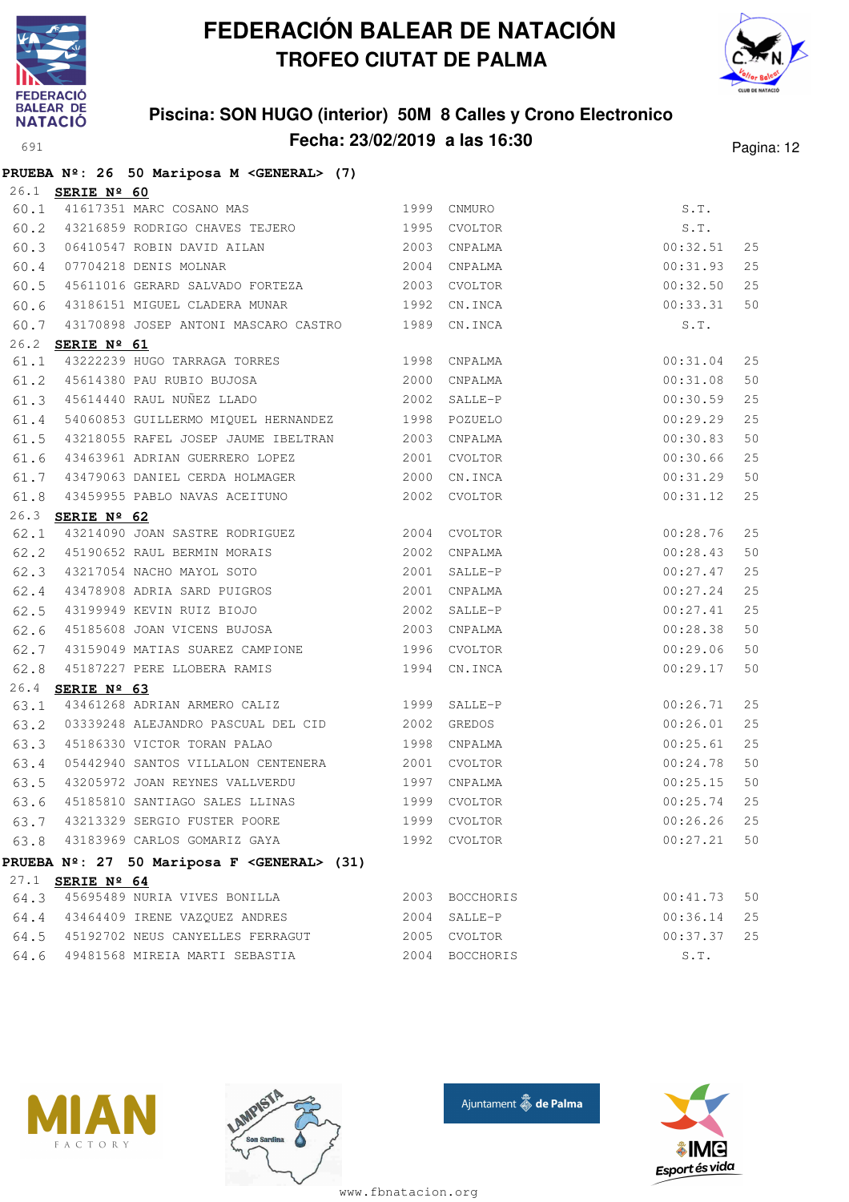# FEDERACIÓN BALEAR DE NATACIÓN
## TROFEO CIUTAT DE PALMA

**Piscina: SON HUGO (interior) 50M 8 Calles y Crono Electronico**
**Fecha: 23/02/2019 a las 16:30**

691

**PRUEBA Nº: 26 50 Mariposa M <GENERAL> (7)**

26.1 **SERIE Nº 60**

| | | | | | | |
|---|---|---|---|---|---|---|
| 60.1 | 41617351 | MARC COSANO MAS | 1999 | CNMURO | S.T. | |
| 60.2 | 43216859 | RODRIGO CHAVES TEJERO | 1995 | CVOLTOR | S.T. | |
| 60.3 | 06410547 | ROBIN DAVID AILAN | 2003 | CNPALMA | 00:32.51 | 25 |
| 60.4 | 07704218 | DENIS MOLNAR | 2004 | CNPALMA | 00:31.93 | 25 |
| 60.5 | 45611016 | GERARD SALVADO FORTEZA | 2003 | CVOLTOR | 00:32.50 | 25 |
| 60.6 | 43186151 | MIGUEL CLADERA MUNAR | 1992 | CN.INCA | 00:33.31 | 50 |
| 60.7 | 43170898 | JOSEP ANTONI MASCARO CASTRO | 1989 | CN.INCA | S.T. | |

26.2 **SERIE Nº 61**

| | | | | | | |
|---|---|---|---|---|---|---|
| 61.1 | 43222239 | HUGO TARRAGA TORRES | 1998 | CNPALMA | 00:31.04 | 25 |
| 61.2 | 45614380 | PAU RUBIO BUJOSA | 2000 | CNPALMA | 00:31.08 | 50 |
| 61.3 | 45614440 | RAUL NUÑEZ LLADO | 2002 | SALLE-P | 00:30.59 | 25 |
| 61.4 | 54060853 | GUILLERMO MIQUEL HERNANDEZ | 1998 | POZUELO | 00:29.29 | 25 |
| 61.5 | 43218055 | RAFEL JOSEP JAUME IBELTRAN | 2003 | CNPALMA | 00:30.83 | 50 |
| 61.6 | 43463961 | ADRIAN GUERRERO LOPEZ | 2001 | CVOLTOR | 00:30.66 | 25 |
| 61.7 | 43479063 | DANIEL CERDA HOLMAGER | 2000 | CN.INCA | 00:31.29 | 50 |
| 61.8 | 43459955 | PABLO NAVAS ACEITUNO | 2002 | CVOLTOR | 00:31.12 | 25 |

26.3 **SERIE Nº 62**

| | | | | | | |
|---|---|---|---|---|---|---|
| 62.1 | 43214090 | JOAN SASTRE RODRIGUEZ | 2004 | CVOLTOR | 00:28.76 | 25 |
| 62.2 | 45190652 | RAUL BERMIN MORAIS | 2002 | CNPALMA | 00:28.43 | 50 |
| 62.3 | 43217054 | NACHO MAYOL SOTO | 2001 | SALLE-P | 00:27.47 | 25 |
| 62.4 | 43478908 | ADRIA SARD PUIGROS | 2001 | CNPALMA | 00:27.24 | 25 |
| 62.5 | 43199949 | KEVIN RUIZ BIOJO | 2002 | SALLE-P | 00:27.41 | 25 |
| 62.6 | 45185608 | JOAN VICENS BUJOSA | 2003 | CNPALMA | 00:28.38 | 50 |
| 62.7 | 43159049 | MATIAS SUAREZ CAMPIONE | 1996 | CVOLTOR | 00:29.06 | 50 |
| 62.8 | 45187227 | PERE LLOBERA RAMIS | 1994 | CN.INCA | 00:29.17 | 50 |

26.4 **SERIE Nº 63**

| | | | | | | |
|---|---|---|---|---|---|---|
| 63.1 | 43461268 | ADRIAN ARMERO CALIZ | 1999 | SALLE-P | 00:26.71 | 25 |
| 63.2 | 03339248 | ALEJANDRO PASCUAL DEL CID | 2002 | GREDOS | 00:26.01 | 25 |
| 63.3 | 45186330 | VICTOR TORAN PALAO | 1998 | CNPALMA | 00:25.61 | 25 |
| 63.4 | 05442940 | SANTOS VILLALON CENTENERA | 2001 | CVOLTOR | 00:24.78 | 50 |
| 63.5 | 43205972 | JOAN REYNES VALLVERDU | 1997 | CNPALMA | 00:25.15 | 50 |
| 63.6 | 45185810 | SANTIAGO SALES LLINAS | 1999 | CVOLTOR | 00:25.74 | 25 |
| 63.7 | 43213329 | SERGIO FUSTER POORE | 1999 | CVOLTOR | 00:26.26 | 25 |
| 63.8 | 43183969 | CARLOS GOMARIZ GAYA | 1992 | CVOLTOR | 00:27.21 | 50 |

**PRUEBA Nº: 27 50 Mariposa F <GENERAL> (31)**

27.1 **SERIE Nº 64**

| | | | | | | |
|---|---|---|---|---|---|---|
| 64.3 | 45695489 | NURIA VIVES BONILLA | 2003 | BOCCHORIS | 00:41.73 | 50 |
| 64.4 | 43464409 | IRENE VAZQUEZ ANDRES | 2004 | SALLE-P | 00:36.14 | 25 |
| 64.5 | 45192702 | NEUS CANYELLES FERRAGUT | 2005 | CVOLTOR | 00:37.37 | 25 |
| 64.6 | 49481568 | MIREIA MARTI SEBASTIA | 2004 | BOCCHORIS | S.T. | |

www.fbnatacion.org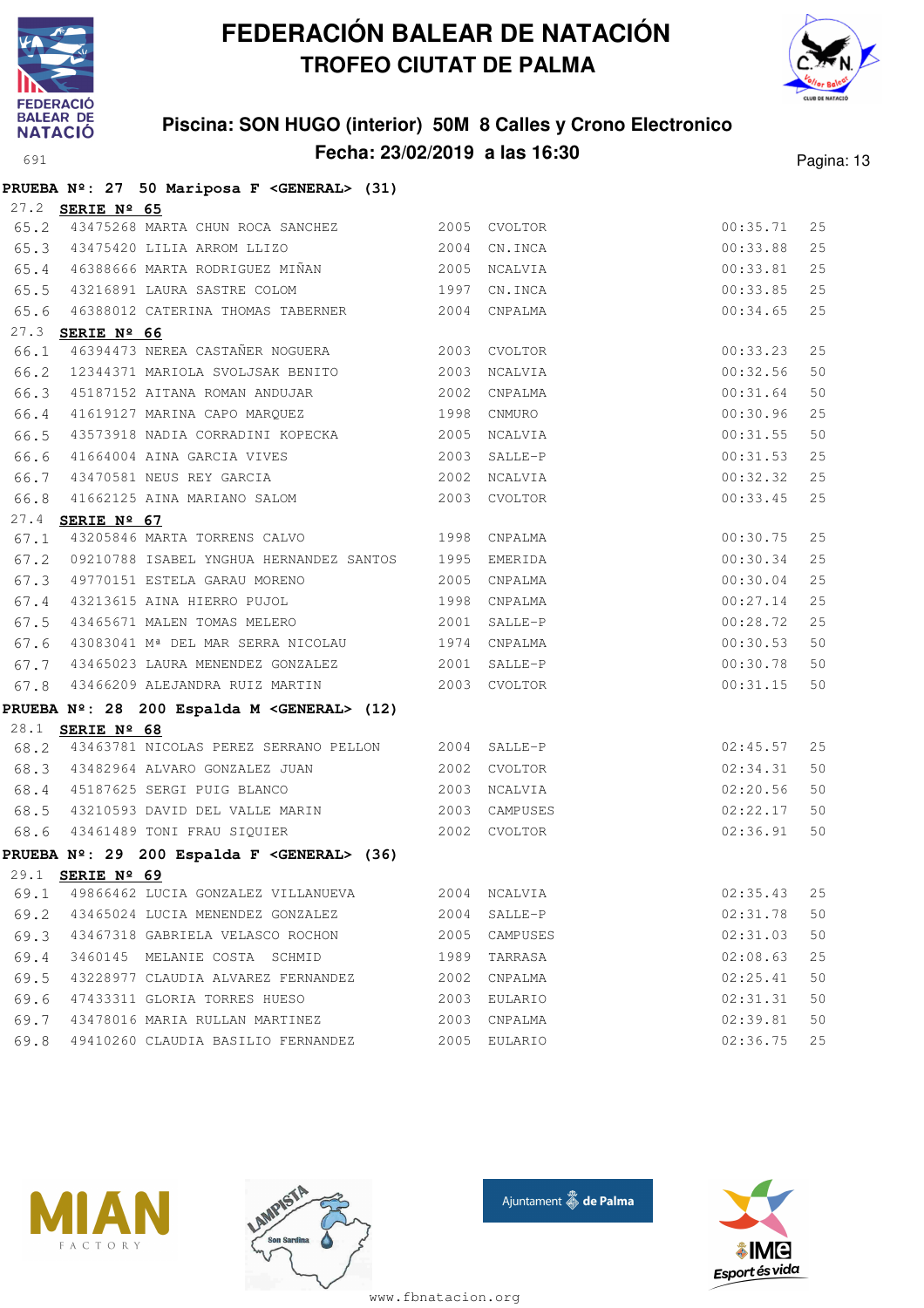# FEDERACIÓN BALEAR DE NATACIÓN

## TROFEO CIUTAT DE PALMA

### Piscina: SON HUGO (interior) 50M 8 Calles y Crono Electronico

### Fecha: 23/02/2019 a las 16:30

691

**PRUEBA Nº: 27 50 Mariposa F <GENERAL> (31)**

27.2 **SERIE Nº 65**

| | | | | | | |
|---|---|---|---|---|---|---|
| 65.2 | 43475268 | MARTA CHUN ROCA SANCHEZ | 2005 | CVOLTOR | 00:35.71 | 25 |
| 65.3 | 43475420 | LILIA ARROM LLIZO | 2004 | CN.INCA | 00:33.88 | 25 |
| 65.4 | 46388666 | MARTA RODRIGUEZ MIÑAN | 2005 | NCALVIA | 00:33.81 | 25 |
| 65.5 | 43216891 | LAURA SASTRE COLOM | 1997 | CN.INCA | 00:33.85 | 25 |
| 65.6 | 46388012 | CATERINA THOMAS TABERNER | 2004 | CNPALMA | 00:34.65 | 25 |

27.3 **SERIE Nº 66**

| | | | | | | |
|---|---|---|---|---|---|---|
| 66.1 | 46394473 | NEREA CASTAÑER NOGUERA | 2003 | CVOLTOR | 00:33.23 | 25 |
| 66.2 | 12344371 | MARIOLA SVOLJSAK BENITO | 2003 | NCALVIA | 00:32.56 | 50 |
| 66.3 | 45187152 | AITANA ROMAN ANDUJAR | 2002 | CNPALMA | 00:31.64 | 50 |
| 66.4 | 41619127 | MARINA CAPO MARQUEZ | 1998 | CNMURO | 00:30.96 | 25 |
| 66.5 | 43573918 | NADIA CORRADINI KOPECKA | 2005 | NCALVIA | 00:31.55 | 50 |
| 66.6 | 41664004 | AINA GARCIA VIVES | 2003 | SALLE-P | 00:31.53 | 25 |
| 66.7 | 43470581 | NEUS REY GARCIA | 2002 | NCALVIA | 00:32.32 | 25 |
| 66.8 | 41662125 | AINA MARIANO SALOM | 2003 | CVOLTOR | 00:33.45 | 25 |

27.4 **SERIE Nº 67**

| | | | | | | |
|---|---|---|---|---|---|---|
| 67.1 | 43205846 | MARTA TORRENS CALVO | 1998 | CNPALMA | 00:30.75 | 25 |
| 67.2 | 09210788 | ISABEL YNGHUA HERNANDEZ SANTOS | 1995 | EMERIDA | 00:30.34 | 25 |
| 67.3 | 49770151 | ESTELA GARAU MORENO | 2005 | CNPALMA | 00:30.04 | 25 |
| 67.4 | 43213615 | AINA HIERRO PUJOL | 1998 | CNPALMA | 00:27.14 | 25 |
| 67.5 | 43465671 | MALEN TOMAS MELERO | 2001 | SALLE-P | 00:28.72 | 25 |
| 67.6 | 43083041 | Mª DEL MAR SERRA NICOLAU | 1974 | CNPALMA | 00:30.53 | 50 |
| 67.7 | 43465023 | LAURA MENENDEZ GONZALEZ | 2001 | SALLE-P | 00:30.78 | 50 |
| 67.8 | 43466209 | ALEJANDRA RUIZ MARTIN | 2003 | CVOLTOR | 00:31.15 | 50 |

**PRUEBA Nº: 28 200 Espalda M <GENERAL> (12)**

28.1 **SERIE Nº 68**

| | | | | | | |
|---|---|---|---|---|---|---|
| 68.2 | 43463781 | NICOLAS PEREZ SERRANO PELLON | 2004 | SALLE-P | 02:45.57 | 25 |
| 68.3 | 43482964 | ALVARO GONZALEZ JUAN | 2002 | CVOLTOR | 02:34.31 | 50 |
| 68.4 | 45187625 | SERGI PUIG BLANCO | 2003 | NCALVIA | 02:20.56 | 50 |
| 68.5 | 43210593 | DAVID DEL VALLE MARIN | 2003 | CAMPUSES | 02:22.17 | 50 |
| 68.6 | 43461489 | TONI FRAU SIQUIER | 2002 | CVOLTOR | 02:36.91 | 50 |

**PRUEBA Nº: 29 200 Espalda F <GENERAL> (36)**

29.1 **SERIE Nº 69**

| | | | | | | |
|---|---|---|---|---|---|---|
| 69.1 | 49866462 | LUCIA GONZALEZ VILLANUEVA | 2004 | NCALVIA | 02:35.43 | 25 |
| 69.2 | 43465024 | LUCIA MENENDEZ GONZALEZ | 2004 | SALLE-P | 02:31.78 | 50 |
| 69.3 | 43467318 | GABRIELA VELASCO ROCHON | 2005 | CAMPUSES | 02:31.03 | 50 |
| 69.4 | 3460145 | MELANIE COSTA SCHMID | 1989 | TARRASA | 02:08.63 | 25 |
| 69.5 | 43228977 | CLAUDIA ALVAREZ FERNANDEZ | 2002 | CNPALMA | 02:25.41 | 50 |
| 69.6 | 47433311 | GLORIA TORRES HUESO | 2003 | EULARIO | 02:31.31 | 50 |
| 69.7 | 43478016 | MARIA RULLAN MARTINEZ | 2003 | CNPALMA | 02:39.81 | 50 |
| 69.8 | 49410260 | CLAUDIA BASILIO FERNANDEZ | 2005 | EULARIO | 02:36.75 | 25 |

www.fbnatacion.org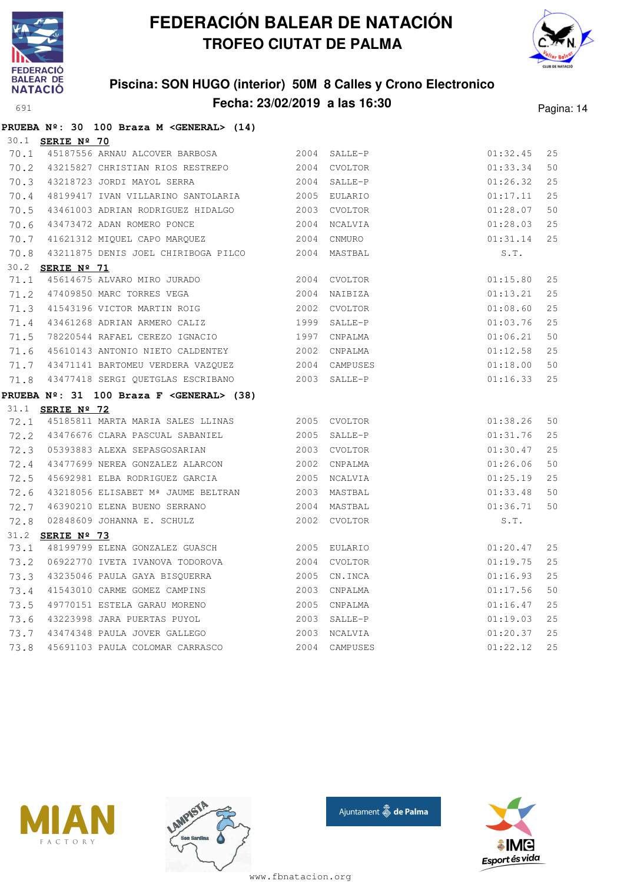# FEDERACIÓN BALEAR DE NATACIÓN
## TROFEO CIUTAT DE PALMA

### Piscina: SON HUGO (interior) 50M 8 Calles y Crono Electronico
### Fecha: 23/02/2019 a las 16:30

691

**PRUEBA Nº: 30 100 Braza M <GENERAL> (14)**

30.1 **SERIE Nº 70**

| | | | | | | |
|---|---|---|---|---|---|---|
| 70.1 | 45187556 | ARNAU ALCOVER BARBOSA | 2004 | SALLE-P | 01:32.45 | 25 |
| 70.2 | 43215827 | CHRISTIAN RIOS RESTREPO | 2004 | CVOLTOR | 01:33.34 | 50 |
| 70.3 | 43218723 | JORDI MAYOL SERRA | 2004 | SALLE-P | 01:26.32 | 25 |
| 70.4 | 48199417 | IVAN VILLARINO SANTOLARIA | 2005 | EULARIO | 01:17.11 | 25 |
| 70.5 | 43461003 | ADRIAN RODRIGUEZ HIDALGO | 2003 | CVOLTOR | 01:28.07 | 50 |
| 70.6 | 43473472 | ADAN ROMERO PONCE | 2004 | NCALVIA | 01:28.03 | 25 |
| 70.7 | 41621312 | MIQUEL CAPO MARQUEZ | 2004 | CNMURO | 01:31.14 | 25 |
| 70.8 | 43211875 | DENIS JOEL CHIRIBOGA PILCO | 2004 | MASTBAL | S.T. | |

30.2 **SERIE Nº 71**

| | | | | | | |
|---|---|---|---|---|---|---|
| 71.1 | 45614675 | ALVARO MIRO JURADO | 2004 | CVOLTOR | 01:15.80 | 25 |
| 71.2 | 47409850 | MARC TORRES VEGA | 2004 | NAIBIZA | 01:13.21 | 25 |
| 71.3 | 41543196 | VICTOR MARTIN ROIG | 2002 | CVOLTOR | 01:08.60 | 25 |
| 71.4 | 43461268 | ADRIAN ARMERO CALIZ | 1999 | SALLE-P | 01:03.76 | 25 |
| 71.5 | 78220544 | RAFAEL CEREZO IGNACIO | 1997 | CNPALMA | 01:06.21 | 50 |
| 71.6 | 45610143 | ANTONIO NIETO CALDENTEY | 2002 | CNPALMA | 01:12.58 | 25 |
| 71.7 | 43471141 | BARTOMEU VERDERA VAZQUEZ | 2004 | CAMPUSES | 01:18.00 | 50 |
| 71.8 | 43477418 | SERGI QUETGLAS ESCRIBANO | 2003 | SALLE-P | 01:16.33 | 25 |

**PRUEBA Nº: 31 100 Braza F <GENERAL> (38)**

31.1 **SERIE Nº 72**

| | | | | | | |
|---|---|---|---|---|---|---|
| 72.1 | 45185811 | MARTA MARIA SALES LLINAS | 2005 | CVOLTOR | 01:38.26 | 50 |
| 72.2 | 43476676 | CLARA PASCUAL SABANIEL | 2005 | SALLE-P | 01:31.76 | 25 |
| 72.3 | 05393883 | ALEXA SEPASGOSARIAN | 2003 | CVOLTOR | 01:30.47 | 25 |
| 72.4 | 43477699 | NEREA GONZALEZ ALARCON | 2002 | CNPALMA | 01:26.06 | 50 |
| 72.5 | 45692981 | ELBA RODRIGUEZ GARCIA | 2005 | NCALVIA | 01:25.19 | 25 |
| 72.6 | 43218056 | ELISABET Mª JAUME BELTRAN | 2003 | MASTBAL | 01:33.48 | 50 |
| 72.7 | 46390210 | ELENA BUENO SERRANO | 2004 | MASTBAL | 01:36.71 | 50 |
| 72.8 | 02848609 | JOHANNA E. SCHULZ | 2002 | CVOLTOR | S.T. | |

31.2 **SERIE Nº 73**

| | | | | | | |
|---|---|---|---|---|---|---|
| 73.1 | 48199799 | ELENA GONZALEZ GUASCH | 2005 | EULARIO | 01:20.47 | 25 |
| 73.2 | 06922770 | IVETA IVANOVA TODOROVA | 2004 | CVOLTOR | 01:19.75 | 25 |
| 73.3 | 43235046 | PAULA GAYA BISQUERRA | 2005 | CN.INCA | 01:16.93 | 25 |
| 73.4 | 41543010 | CARME GOMEZ CAMPINS | 2003 | CNPALMA | 01:17.56 | 50 |
| 73.5 | 49770151 | ESTELA GARAU MORENO | 2005 | CNPALMA | 01:16.47 | 25 |
| 73.6 | 43223998 | JARA PUERTAS PUYOL | 2003 | SALLE-P | 01:19.03 | 25 |
| 73.7 | 43474348 | PAULA JOVER GALLEGO | 2003 | NCALVIA | 01:20.37 | 25 |
| 73.8 | 45691103 | PAULA COLOMAR CARRASCO | 2004 | CAMPUSES | 01:22.12 | 25 |

www.fbnatacion.org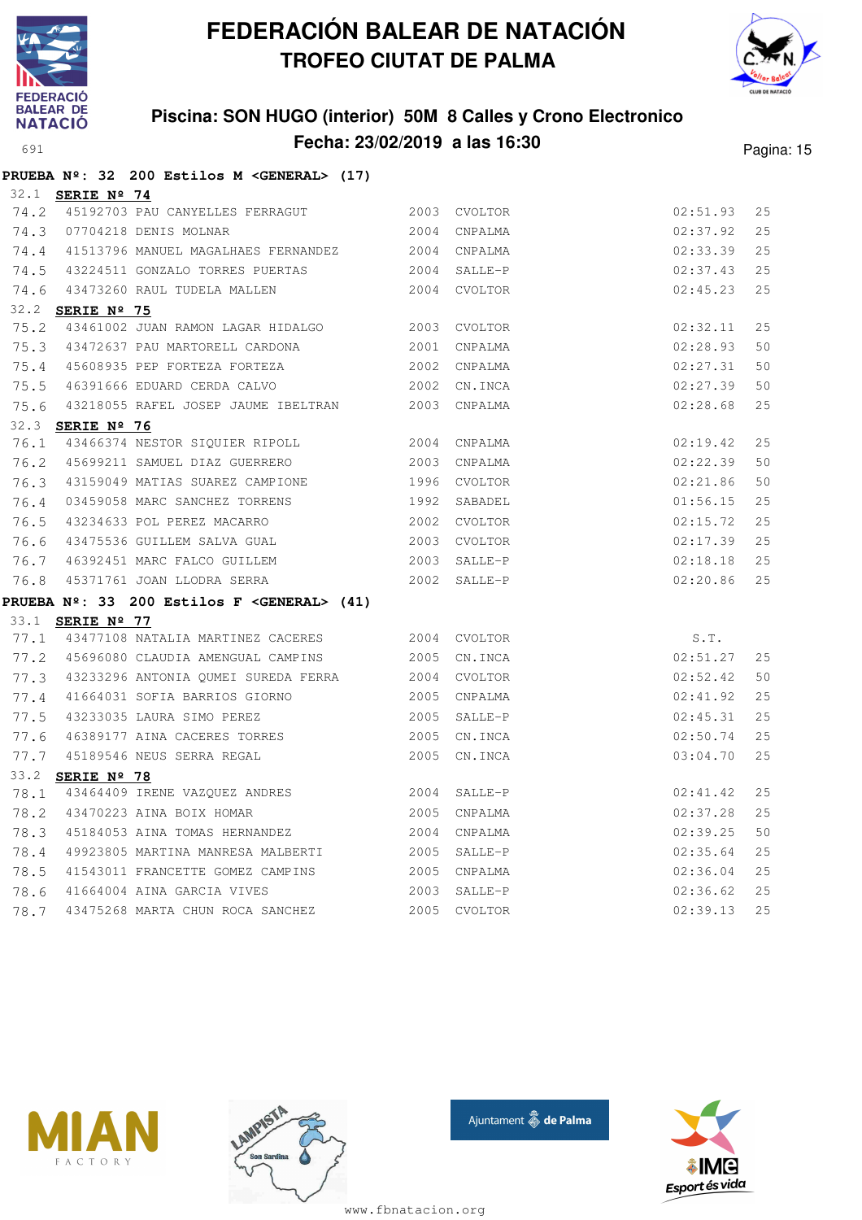# FEDERACIÓN BALEAR DE NATACIÓN
## TROFEO CIUTAT DE PALMA

### Piscina: SON HUGO (interior) 50M 8 Calles y Crono Electronico
### Fecha: 23/02/2019 a las 16:30

**PRUEBA Nº: 32 200 Estilos M <GENERAL> (17)**

32.1 **SERIE Nº 74**

| | | | | | | |
|---|---|---|---|---|---|---|
| 74.2 | 45192703 | PAU CANYELLES FERRAGUT | 2003 | CVOLTOR | 02:51.93 | 25 |
| 74.3 | 07704218 | DENIS MOLNAR | 2004 | CNPALMA | 02:37.92 | 25 |
| 74.4 | 41513796 | MANUEL MAGALHAES FERNANDEZ | 2004 | CNPALMA | 02:33.39 | 25 |
| 74.5 | 43224511 | GONZALO TORRES PUERTAS | 2004 | SALLE-P | 02:37.43 | 25 |
| 74.6 | 43473260 | RAUL TUDELA MALLEN | 2004 | CVOLTOR | 02:45.23 | 25 |

32.2 **SERIE Nº 75**

| | | | | | | |
|---|---|---|---|---|---|---|
| 75.2 | 43461002 | JUAN RAMON LAGAR HIDALGO | 2003 | CVOLTOR | 02:32.11 | 25 |
| 75.3 | 43472637 | PAU MARTORELL CARDONA | 2001 | CNPALMA | 02:28.93 | 50 |
| 75.4 | 45608935 | PEP FORTEZA FORTEZA | 2002 | CNPALMA | 02:27.31 | 50 |
| 75.5 | 46391666 | EDUARD CERDA CALVO | 2002 | CN.INCA | 02:27.39 | 50 |
| 75.6 | 43218055 | RAFEL JOSEP JAUME IBELTRAN | 2003 | CNPALMA | 02:28.68 | 25 |

32.3 **SERIE Nº 76**

| | | | | | | |
|---|---|---|---|---|---|---|
| 76.1 | 43466374 | NESTOR SIQUIER RIPOLL | 2004 | CNPALMA | 02:19.42 | 25 |
| 76.2 | 45699211 | SAMUEL DIAZ GUERRERO | 2003 | CNPALMA | 02:22.39 | 50 |
| 76.3 | 43159049 | MATIAS SUAREZ CAMPIONE | 1996 | CVOLTOR | 02:21.86 | 50 |
| 76.4 | 03459058 | MARC SANCHEZ TORRENS | 1992 | SABADEL | 01:56.15 | 25 |
| 76.5 | 43234633 | POL PEREZ MACARRO | 2002 | CVOLTOR | 02:15.72 | 25 |
| 76.6 | 43475536 | GUILLEM SALVA GUAL | 2003 | CVOLTOR | 02:17.39 | 25 |
| 76.7 | 46392451 | MARC FALCO GUILLEM | 2003 | SALLE-P | 02:18.18 | 25 |
| 76.8 | 45371761 | JOAN LLODRA SERRA | 2002 | SALLE-P | 02:20.86 | 25 |

**PRUEBA Nº: 33 200 Estilos F <GENERAL> (41)**

33.1 **SERIE Nº 77**

| | | | | | | |
|---|---|---|---|---|---|---|
| 77.1 | 43477108 | NATALIA MARTINEZ CACERES | 2004 | CVOLTOR | S.T. | |
| 77.2 | 45696080 | CLAUDIA AMENGUAL CAMPINS | 2005 | CN.INCA | 02:51.27 | 25 |
| 77.3 | 43233296 | ANTONIA QUMEI SUREDA FERRA | 2004 | CVOLTOR | 02:52.42 | 50 |
| 77.4 | 41664031 | SOFIA BARRIOS GIORNO | 2005 | CNPALMA | 02:41.92 | 25 |
| 77.5 | 43233035 | LAURA SIMO PEREZ | 2005 | SALLE-P | 02:45.31 | 25 |
| 77.6 | 46389177 | AINA CACERES TORRES | 2005 | CN.INCA | 02:50.74 | 25 |
| 77.7 | 45189546 | NEUS SERRA REGAL | 2005 | CN.INCA | 03:04.70 | 25 |

33.2 **SERIE Nº 78**

| | | | | | | |
|---|---|---|---|---|---|---|
| 78.1 | 43464409 | IRENE VAZQUEZ ANDRES | 2004 | SALLE-P | 02:41.42 | 25 |
| 78.2 | 43470223 | AINA BOIX HOMAR | 2005 | CNPALMA | 02:37.28 | 25 |
| 78.3 | 45184053 | AINA TOMAS HERNANDEZ | 2004 | CNPALMA | 02:39.25 | 50 |
| 78.4 | 49923805 | MARTINA MANRESA MALBERTI | 2005 | SALLE-P | 02:35.64 | 25 |
| 78.5 | 41543011 | FRANCETTE GOMEZ CAMPINS | 2005 | CNPALMA | 02:36.04 | 25 |
| 78.6 | 41664004 | AINA GARCIA VIVES | 2003 | SALLE-P | 02:36.62 | 25 |
| 78.7 | 43475268 | MARTA CHUN ROCA SANCHEZ | 2005 | CVOLTOR | 02:39.13 | 25 |

www.fbnatacion.org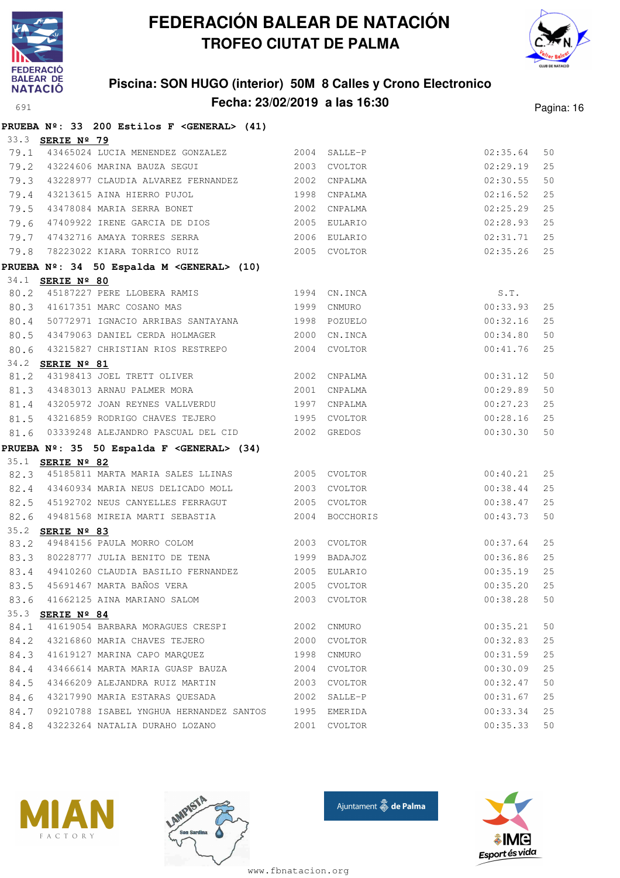# FEDERACIÓN BALEAR DE NATACIÓN
## TROFEO CIUTAT DE PALMA

### Piscina: SON HUGO (interior) 50M 8 Calles y Crono Electronico
### Fecha: 23/02/2019 a las 16:30

**PRUEBA Nº: 33 200 Estilos F <GENERAL> (41)**

33.3 **SERIE Nº 79**

| | | | | | | |
|---|---|---|---|---|---|---|
| 79.1 | 43465024 | LUCIA MENENDEZ GONZALEZ | 2004 | SALLE-P | 02:35.64 | 50 |
| 79.2 | 43224606 | MARINA BAUZA SEGUI | 2003 | CVOLTOR | 02:29.19 | 25 |
| 79.3 | 43228977 | CLAUDIA ALVAREZ FERNANDEZ | 2002 | CNPALMA | 02:30.55 | 50 |
| 79.4 | 43213615 | AINA HIERRO PUJOL | 1998 | CNPALMA | 02:16.52 | 25 |
| 79.5 | 43478084 | MARIA SERRA BONET | 2002 | CNPALMA | 02:25.29 | 25 |
| 79.6 | 47409922 | IRENE GARCIA DE DIOS | 2005 | EULARIO | 02:28.93 | 25 |
| 79.7 | 47432716 | AMAYA TORRES SERRA | 2006 | EULARIO | 02:31.71 | 25 |
| 79.8 | 78223022 | KIARA TORRICO RUIZ | 2005 | CVOLTOR | 02:35.26 | 25 |

**PRUEBA Nº: 34 50 Espalda M <GENERAL> (10)**

34.1 **SERIE Nº 80**

| | | | | | | |
|---|---|---|---|---|---|---|
| 80.2 | 45187227 | PERE LLOBERA RAMIS | 1994 | CN.INCA | S.T. | |
| 80.3 | 41617351 | MARC COSANO MAS | 1999 | CNMURO | 00:33.93 | 25 |
| 80.4 | 50772971 | IGNACIO ARRIBAS SANTAYANA | 1998 | POZUELO | 00:32.16 | 25 |
| 80.5 | 43479063 | DANIEL CERDA HOLMAGER | 2000 | CN.INCA | 00:34.80 | 50 |
| 80.6 | 43215827 | CHRISTIAN RIOS RESTREPO | 2004 | CVOLTOR | 00:41.76 | 25 |

34.2 **SERIE Nº 81**

| | | | | | | |
|---|---|---|---|---|---|---|
| 81.2 | 43198413 | JOEL TRETT OLIVER | 2002 | CNPALMA | 00:31.12 | 50 |
| 81.3 | 43483013 | ARNAU PALMER MORA | 2001 | CNPALMA | 00:29.89 | 50 |
| 81.4 | 43205972 | JOAN REYNES VALLVERDU | 1997 | CNPALMA | 00:27.23 | 25 |
| 81.5 | 43216859 | RODRIGO CHAVES TEJERO | 1995 | CVOLTOR | 00:28.16 | 25 |
| 81.6 | 03339248 | ALEJANDRO PASCUAL DEL CID | 2002 | GREDOS | 00:30.30 | 50 |

**PRUEBA Nº: 35 50 Espalda F <GENERAL> (34)**

35.1 **SERIE Nº 82**

| | | | | | | |
|---|---|---|---|---|---|---|
| 82.3 | 45185811 | MARTA MARIA SALES LLINAS | 2005 | CVOLTOR | 00:40.21 | 25 |
| 82.4 | 43460934 | MARIA NEUS DELICADO MOLL | 2003 | CVOLTOR | 00:38.44 | 25 |
| 82.5 | 45192702 | NEUS CANYELLES FERRAGUT | 2005 | CVOLTOR | 00:38.47 | 25 |
| 82.6 | 49481568 | MIREIA MARTI SEBASTIA | 2004 | BOCCHORIS | 00:43.73 | 50 |

35.2 **SERIE Nº 83**

| | | | | | | |
|---|---|---|---|---|---|---|
| 83.2 | 49484156 | PAULA MORRO COLOM | 2003 | CVOLTOR | 00:37.64 | 25 |
| 83.3 | 80228777 | JULIA BENITO DE TENA | 1999 | BADAJOZ | 00:36.86 | 25 |
| 83.4 | 49410260 | CLAUDIA BASILIO FERNANDEZ | 2005 | EULARIO | 00:35.19 | 25 |
| 83.5 | 45691467 | MARTA BAÑOS VERA | 2005 | CVOLTOR | 00:35.20 | 25 |
| 83.6 | 41662125 | AINA MARIANO SALOM | 2003 | CVOLTOR | 00:38.28 | 50 |

35.3 **SERIE Nº 84**

| | | | | | | |
|---|---|---|---|---|---|---|
| 84.1 | 41619054 | BARBARA MORAGUES CRESPI | 2002 | CNMURO | 00:35.21 | 50 |
| 84.2 | 43216860 | MARIA CHAVES TEJERO | 2000 | CVOLTOR | 00:32.83 | 25 |
| 84.3 | 41619127 | MARINA CAPO MARQUEZ | 1998 | CNMURO | 00:31.59 | 25 |
| 84.4 | 43466614 | MARTA MARIA GUASP BAUZA | 2004 | CVOLTOR | 00:30.09 | 25 |
| 84.5 | 43466209 | ALEJANDRA RUIZ MARTIN | 2003 | CVOLTOR | 00:32.47 | 50 |
| 84.6 | 43217990 | MARIA ESTARAS QUESADA | 2002 | SALLE-P | 00:31.67 | 25 |
| 84.7 | 09210788 | ISABEL YNGHUA HERNANDEZ SANTOS | 1995 | EMERIDA | 00:33.34 | 25 |
| 84.8 | 43223264 | NATALIA DURAHO LOZANO | 2001 | CVOLTOR | 00:35.33 | 50 |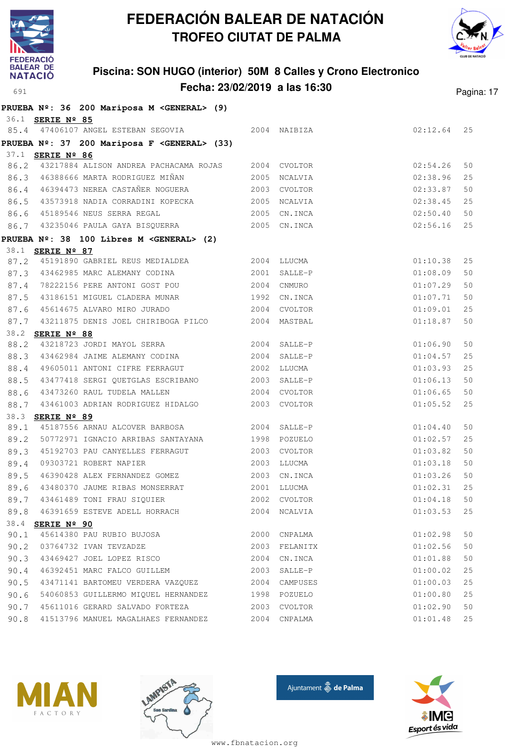# FEDERACIÓN BALEAR DE NATACIÓN
## TROFEO CIUTAT DE PALMA

### Piscina: SON HUGO (interior) 50M 8 Calles y Crono Electronico
### Fecha: 23/02/2019 a las 16:30

691

**PRUEBA Nº: 36 200 Mariposa M <GENERAL> (9)**

36.1 **SERIE Nº 85**

| | | | | | | |
|---|---|---|---|---|---|---|
| 85.4 | 47406107 | ANGEL ESTEBAN SEGOVIA | 2004 | NAIBIZA | 02:12.64 | 25 |

**PRUEBA Nº: 37 200 Mariposa F <GENERAL> (33)**

37.1 **SERIE Nº 86**

| | | | | | | |
|---|---|---|---|---|---|---|
| 86.2 | 43217884 | ALISON ANDREA PACHACAMA ROJAS | 2004 | CVOLTOR | 02:54.26 | 50 |
| 86.3 | 46388666 | MARTA RODRIGUEZ MIÑAN | 2005 | NCALVIA | 02:38.96 | 25 |
| 86.4 | 46394473 | NEREA CASTAÑER NOGUERA | 2003 | CVOLTOR | 02:33.87 | 50 |
| 86.5 | 43573918 | NADIA CORRADINI KOPECKA | 2005 | NCALVIA | 02:38.45 | 25 |
| 86.6 | 45189546 | NEUS SERRA REGAL | 2005 | CN.INCA | 02:50.40 | 50 |
| 86.7 | 43235046 | PAULA GAYA BISQUERRA | 2005 | CN.INCA | 02:56.16 | 25 |

**PRUEBA Nº: 38 100 Libres M <GENERAL> (2)**

38.1 **SERIE Nº 87**

| | | | | | | |
|---|---|---|---|---|---|---|
| 87.2 | 45191890 | GABRIEL REUS MEDIALDEA | 2004 | LLUCMA | 01:10.38 | 25 |
| 87.3 | 43462985 | MARC ALEMANY CODINA | 2001 | SALLE-P | 01:08.09 | 50 |
| 87.4 | 78222156 | PERE ANTONI GOST POU | 2004 | CNMURO | 01:07.29 | 50 |
| 87.5 | 43186151 | MIGUEL CLADERA MUNAR | 1992 | CN.INCA | 01:07.71 | 50 |
| 87.6 | 45614675 | ALVARO MIRO JURADO | 2004 | CVOLTOR | 01:09.01 | 25 |
| 87.7 | 43211875 | DENIS JOEL CHIRIBOGA PILCO | 2004 | MASTBAL | 01:18.87 | 50 |

38.2 **SERIE Nº 88**

| | | | | | | |
|---|---|---|---|---|---|---|
| 88.2 | 43218723 | JORDI MAYOL SERRA | 2004 | SALLE-P | 01:06.90 | 50 |
| 88.3 | 43462984 | JAIME ALEMANY CODINA | 2004 | SALLE-P | 01:04.57 | 25 |
| 88.4 | 49605011 | ANTONI CIFRE FERRAGUT | 2002 | LLUCMA | 01:03.93 | 25 |
| 88.5 | 43477418 | SERGI QUETGLAS ESCRIBANO | 2003 | SALLE-P | 01:06.13 | 50 |
| 88.6 | 43473260 | RAUL TUDELA MALLEN | 2004 | CVOLTOR | 01:06.65 | 50 |
| 88.7 | 43461003 | ADRIAN RODRIGUEZ HIDALGO | 2003 | CVOLTOR | 01:05.52 | 25 |

38.3 **SERIE Nº 89**

| | | | | | | |
|---|---|---|---|---|---|---|
| 89.1 | 45187556 | ARNAU ALCOVER BARBOSA | 2004 | SALLE-P | 01:04.40 | 50 |
| 89.2 | 50772971 | IGNACIO ARRIBAS SANTAYANA | 1998 | POZUELO | 01:02.57 | 25 |
| 89.3 | 45192703 | PAU CANYELLES FERRAGUT | 2003 | CVOLTOR | 01:03.82 | 50 |
| 89.4 | 09303721 | ROBERT NAPIER | 2003 | LLUCMA | 01:03.18 | 50 |
| 89.5 | 46390428 | ALEX FERNANDEZ GOMEZ | 2003 | CN.INCA | 01:03.26 | 50 |
| 89.6 | 43480370 | JAUME RIBAS MONSERRAT | 2001 | LLUCMA | 01:02.31 | 25 |
| 89.7 | 43461489 | TONI FRAU SIQUIER | 2002 | CVOLTOR | 01:04.18 | 50 |
| 89.8 | 46391659 | ESTEVE ADELL HORRACH | 2004 | NCALVIA | 01:03.53 | 25 |

38.4 **SERIE Nº 90**

| | | | | | | |
|---|---|---|---|---|---|---|
| 90.1 | 45614380 | PAU RUBIO BUJOSA | 2000 | CNPALMA | 01:02.98 | 50 |
| 90.2 | 03764732 | IVAN TEVZADZE | 2003 | FELANITX | 01:02.56 | 50 |
| 90.3 | 43469427 | JOEL LOPEZ RISCO | 2004 | CN.INCA | 01:01.88 | 50 |
| 90.4 | 46392451 | MARC FALCO GUILLEM | 2003 | SALLE-P | 01:00.02 | 25 |
| 90.5 | 43471141 | BARTOMEU VERDERA VAZQUEZ | 2004 | CAMPUSES | 01:00.03 | 25 |
| 90.6 | 54060853 | GUILLERMO MIQUEL HERNANDEZ | 1998 | POZUELO | 01:00.80 | 25 |
| 90.7 | 45611016 | GERARD SALVADO FORTEZA | 2003 | CVOLTOR | 01:02.90 | 50 |
| 90.8 | 41513796 | MANUEL MAGALHAES FERNANDEZ | 2004 | CNPALMA | 01:01.48 | 25 |

www.fbnatacion.org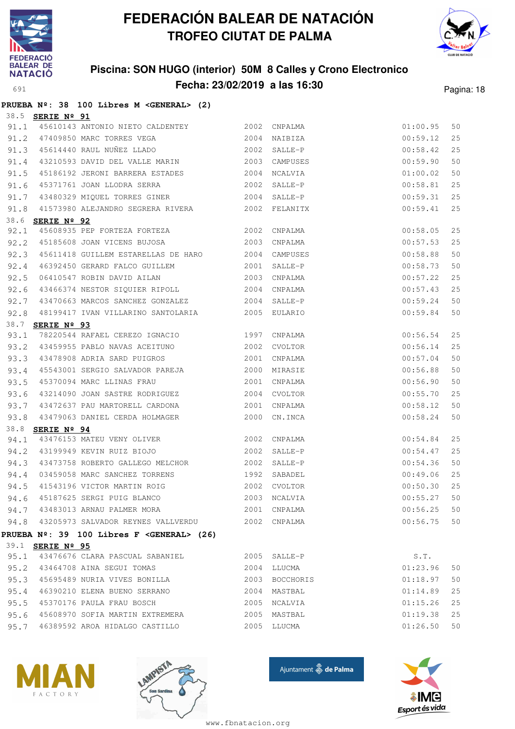# FEDERACIÓN BALEAR DE NATACIÓN

## TROFEO CIUTAT DE PALMA

### Piscina: SON HUGO (interior) 50M 8 Calles y Crono Electronico

### Fecha: 23/02/2019 a las 16:30

**PRUEBA Nº: 38 100 Libres M <GENERAL> (2)**

38.5 **SERIE Nº 91**

| | | | | | | |
|---|---|---|---|---|---|---|
| 91.1 | 45610143 ANTONIO NIETO CALDENTEY | 2002 | CNPALMA | 01:00.95 | 50 |
| 91.2 | 47409850 MARC TORRES VEGA | 2004 | NAIBIZA | 00:59.12 | 25 |
| 91.3 | 45614440 RAUL NUÑEZ LLADO | 2002 | SALLE-P | 00:58.42 | 25 |
| 91.4 | 43210593 DAVID DEL VALLE MARIN | 2003 | CAMPUSES | 00:59.90 | 50 |
| 91.5 | 45186192 JERONI BARRERA ESTADES | 2004 | NCALVIA | 01:00.02 | 50 |
| 91.6 | 45371761 JOAN LLODRA SERRA | 2002 | SALLE-P | 00:58.81 | 25 |
| 91.7 | 43480329 MIQUEL TORRES GINER | 2004 | SALLE-P | 00:59.31 | 25 |
| 91.8 | 41573980 ALEJANDRO SEGRERA RIVERA | 2002 | FELANITX | 00:59.41 | 25 |

38.6 **SERIE Nº 92**

| | | | | | |
|---|---|---|---|---|---|
| 92.1 | 45608935 PEP FORTEZA FORTEZA | 2002 | CNPALMA | 00:58.05 | 25 |
| 92.2 | 45185608 JOAN VICENS BUJOSA | 2003 | CNPALMA | 00:57.53 | 25 |
| 92.3 | 45611418 GUILLEM ESTARELLAS DE HARO | 2004 | CAMPUSES | 00:58.88 | 50 |
| 92.4 | 46392450 GERARD FALCO GUILLEM | 2001 | SALLE-P | 00:58.73 | 50 |
| 92.5 | 06410547 ROBIN DAVID AILAN | 2003 | CNPALMA | 00:57.22 | 25 |
| 92.6 | 43466374 NESTOR SIQUIER RIPOLL | 2004 | CNPALMA | 00:57.43 | 25 |
| 92.7 | 43470663 MARCOS SANCHEZ GONZALEZ | 2004 | SALLE-P | 00:59.24 | 50 |
| 92.8 | 48199417 IVAN VILLARINO SANTOLARIA | 2005 | EULARIO | 00:59.84 | 50 |

38.7 **SERIE Nº 93**

| | | | | | |
|---|---|---|---|---|---|
| 93.1 | 78220544 RAFAEL CEREZO IGNACIO | 1997 | CNPALMA | 00:56.54 | 25 |
| 93.2 | 43459955 PABLO NAVAS ACEITUNO | 2002 | CVOLTOR | 00:56.14 | 25 |
| 93.3 | 43478908 ADRIA SARD PUIGROS | 2001 | CNPALMA | 00:57.04 | 50 |
| 93.4 | 45543001 SERGIO SALVADOR PAREJA | 2000 | MIRASIE | 00:56.88 | 50 |
| 93.5 | 45370094 MARC LLINAS FRAU | 2001 | CNPALMA | 00:56.90 | 50 |
| 93.6 | 43214090 JOAN SASTRE RODRIGUEZ | 2004 | CVOLTOR | 00:55.70 | 25 |
| 93.7 | 43472637 PAU MARTORELL CARDONA | 2001 | CNPALMA | 00:58.12 | 50 |
| 93.8 | 43479063 DANIEL CERDA HOLMAGER | 2000 | CN.INCA | 00:58.24 | 50 |

38.8 **SERIE Nº 94**

| | | | | | |
|---|---|---|---|---|---|
| 94.1 | 43476153 MATEU VENY OLIVER | 2002 | CNPALMA | 00:54.84 | 25 |
| 94.2 | 43199949 KEVIN RUIZ BIOJO | 2002 | SALLE-P | 00:54.47 | 25 |
| 94.3 | 43473758 ROBERTO GALLEGO MELCHOR | 2002 | SALLE-P | 00:54.36 | 50 |
| 94.4 | 03459058 MARC SANCHEZ TORRENS | 1992 | SABADEL | 00:49.06 | 25 |
| 94.5 | 41543196 VICTOR MARTIN ROIG | 2002 | CVOLTOR | 00:50.30 | 25 |
| 94.6 | 45187625 SERGI PUIG BLANCO | 2003 | NCALVIA | 00:55.27 | 50 |
| 94.7 | 43483013 ARNAU PALMER MORA | 2001 | CNPALMA | 00:56.25 | 50 |
| 94.8 | 43205973 SALVADOR REYNES VALLVERDU | 2002 | CNPALMA | 00:56.75 | 50 |

**PRUEBA Nº: 39 100 Libres F <GENERAL> (26)**

39.1 **SERIE Nº 95**

| | | | | | |
|---|---|---|---|---|---|
| 95.1 | 43476676 CLARA PASCUAL SABANIEL | 2005 | SALLE-P | S.T. | |
| 95.2 | 43464708 AINA SEGUI TOMAS | 2004 | LLUCMA | 01:23.96 | 50 |
| 95.3 | 45695489 NURIA VIVES BONILLA | 2003 | BOCCHORIS | 01:18.97 | 50 |
| 95.4 | 46390210 ELENA BUENO SERRANO | 2004 | MASTBAL | 01:14.89 | 25 |
| 95.5 | 45370176 PAULA FRAU BOSCH | 2005 | NCALVIA | 01:15.26 | 25 |
| 95.6 | 45608970 SOFIA MARTIN EXTREMERA | 2005 | MASTBAL | 01:19.38 | 25 |
| 95.7 | 46389592 AROA HIDALGO CASTILLO | 2005 | LLUCMA | 01:26.50 | 50 |

www.fbnatacion.org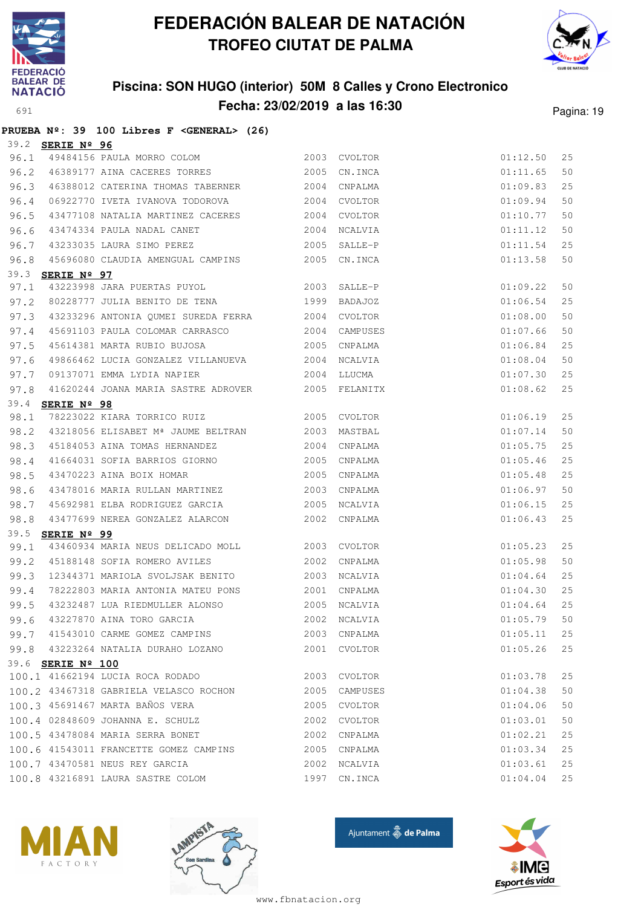# FEDERACIÓN BALEAR DE NATACIÓN

## TROFEO CIUTAT DE PALMA

### Piscina: SON HUGO (interior) 50M 8 Calles y Crono Electronico

### Fecha: 23/02/2019 a las 16:30

691

**PRUEBA Nº: 39 100 Libres F <GENERAL> (26)**

39.2 **SERIE Nº 96**

| | | | | | | |
|---|---|---|---|---|---|---|
| 96.1 | 49484156 | PAULA MORRO COLOM | 2003 | CVOLTOR | 01:12.50 | 25 |
| 96.2 | 46389177 | AINA CACERES TORRES | 2005 | CN.INCA | 01:11.65 | 50 |
| 96.3 | 46388012 | CATERINA THOMAS TABERNER | 2004 | CNPALMA | 01:09.83 | 25 |
| 96.4 | 06922770 | IVETA IVANOVA TODOROVA | 2004 | CVOLTOR | 01:09.94 | 50 |
| 96.5 | 43477108 | NATALIA MARTINEZ CACERES | 2004 | CVOLTOR | 01:10.77 | 50 |
| 96.6 | 43474334 | PAULA NADAL CANET | 2004 | NCALVIA | 01:11.12 | 50 |
| 96.7 | 43233035 | LAURA SIMO PEREZ | 2005 | SALLE-P | 01:11.54 | 25 |
| 96.8 | 45696080 | CLAUDIA AMENGUAL CAMPINS | 2005 | CN.INCA | 01:13.58 | 50 |

39.3 **SERIE Nº 97**

| | | | | | | |
|---|---|---|---|---|---|---|
| 97.1 | 43223998 | JARA PUERTAS PUYOL | 2003 | SALLE-P | 01:09.22 | 50 |
| 97.2 | 80228777 | JULIA BENITO DE TENA | 1999 | BADAJOZ | 01:06.54 | 25 |
| 97.3 | 43233296 | ANTONIA QUMEI SUREDA FERRA | 2004 | CVOLTOR | 01:08.00 | 50 |
| 97.4 | 45691103 | PAULA COLOMAR CARRASCO | 2004 | CAMPUSES | 01:07.66 | 50 |
| 97.5 | 45614381 | MARTA RUBIO BUJOSA | 2005 | CNPALMA | 01:06.84 | 25 |
| 97.6 | 49866462 | LUCIA GONZALEZ VILLANUEVA | 2004 | NCALVIA | 01:08.04 | 50 |
| 97.7 | 09137071 | EMMA LYDIA NAPIER | 2004 | LLUCMA | 01:07.30 | 25 |
| 97.8 | 41620244 | JOANA MARIA SASTRE ADROVER | 2005 | FELANITX | 01:08.62 | 25 |

39.4 **SERIE Nº 98**

| | | | | | | |
|---|---|---|---|---|---|---|
| 98.1 | 78223022 | KIARA TORRICO RUIZ | 2005 | CVOLTOR | 01:06.19 | 25 |
| 98.2 | 43218056 | ELISABET Mª JAUME BELTRAN | 2003 | MASTBAL | 01:07.14 | 50 |
| 98.3 | 45184053 | AINA TOMAS HERNANDEZ | 2004 | CNPALMA | 01:05.75 | 25 |
| 98.4 | 41664031 | SOFIA BARRIOS GIORNO | 2005 | CNPALMA | 01:05.46 | 25 |
| 98.5 | 43470223 | AINA BOIX HOMAR | 2005 | CNPALMA | 01:05.48 | 25 |
| 98.6 | 43478016 | MARIA RULLAN MARTINEZ | 2003 | CNPALMA | 01:06.97 | 50 |
| 98.7 | 45692981 | ELBA RODRIGUEZ GARCIA | 2005 | NCALVIA | 01:06.15 | 25 |
| 98.8 | 43477699 | NEREA GONZALEZ ALARCON | 2002 | CNPALMA | 01:06.43 | 25 |

39.5 **SERIE Nº 99**

| | | | | | | |
|---|---|---|---|---|---|---|
| 99.1 | 43460934 | MARIA NEUS DELICADO MOLL | 2003 | CVOLTOR | 01:05.23 | 25 |
| 99.2 | 45188148 | SOFIA ROMERO AVILES | 2002 | CNPALMA | 01:05.98 | 50 |
| 99.3 | 12344371 | MARIOLA SVOLJSAK BENITO | 2003 | NCALVIA | 01:04.64 | 25 |
| 99.4 | 78222803 | MARIA ANTONIA MATEU PONS | 2001 | CNPALMA | 01:04.30 | 25 |
| 99.5 | 43232487 | LUA RIEDMULLER ALONSO | 2005 | NCALVIA | 01:04.64 | 25 |
| 99.6 | 43227870 | AINA TORO GARCIA | 2002 | NCALVIA | 01:05.79 | 50 |
| 99.7 | 41543010 | CARME GOMEZ CAMPINS | 2003 | CNPALMA | 01:05.11 | 25 |
| 99.8 | 43223264 | NATALIA DURAHO LOZANO | 2001 | CVOLTOR | 01:05.26 | 25 |

39.6 **SERIE Nº 100**

| | | | | | | |
|---|---|---|---|---|---|---|
| 100.1 | 41662194 | LUCIA ROCA RODADO | 2003 | CVOLTOR | 01:03.78 | 25 |
| 100.2 | 43467318 | GABRIELA VELASCO ROCHON | 2005 | CAMPUSES | 01:04.38 | 50 |
| 100.3 | 45691467 | MARTA BAÑOS VERA | 2005 | CVOLTOR | 01:04.06 | 50 |
| 100.4 | 02848609 | JOHANNA E. SCHULZ | 2002 | CVOLTOR | 01:03.01 | 50 |
| 100.5 | 43478084 | MARIA SERRA BONET | 2002 | CNPALMA | 01:02.21 | 25 |
| 100.6 | 41543011 | FRANCETTE GOMEZ CAMPINS | 2005 | CNPALMA | 01:03.34 | 25 |
| 100.7 | 43470581 | NEUS REY GARCIA | 2002 | NCALVIA | 01:03.61 | 25 |
| 100.8 | 43216891 | LAURA SASTRE COLOM | 1997 | CN.INCA | 01:04.04 | 25 |

www.fbnatacion.org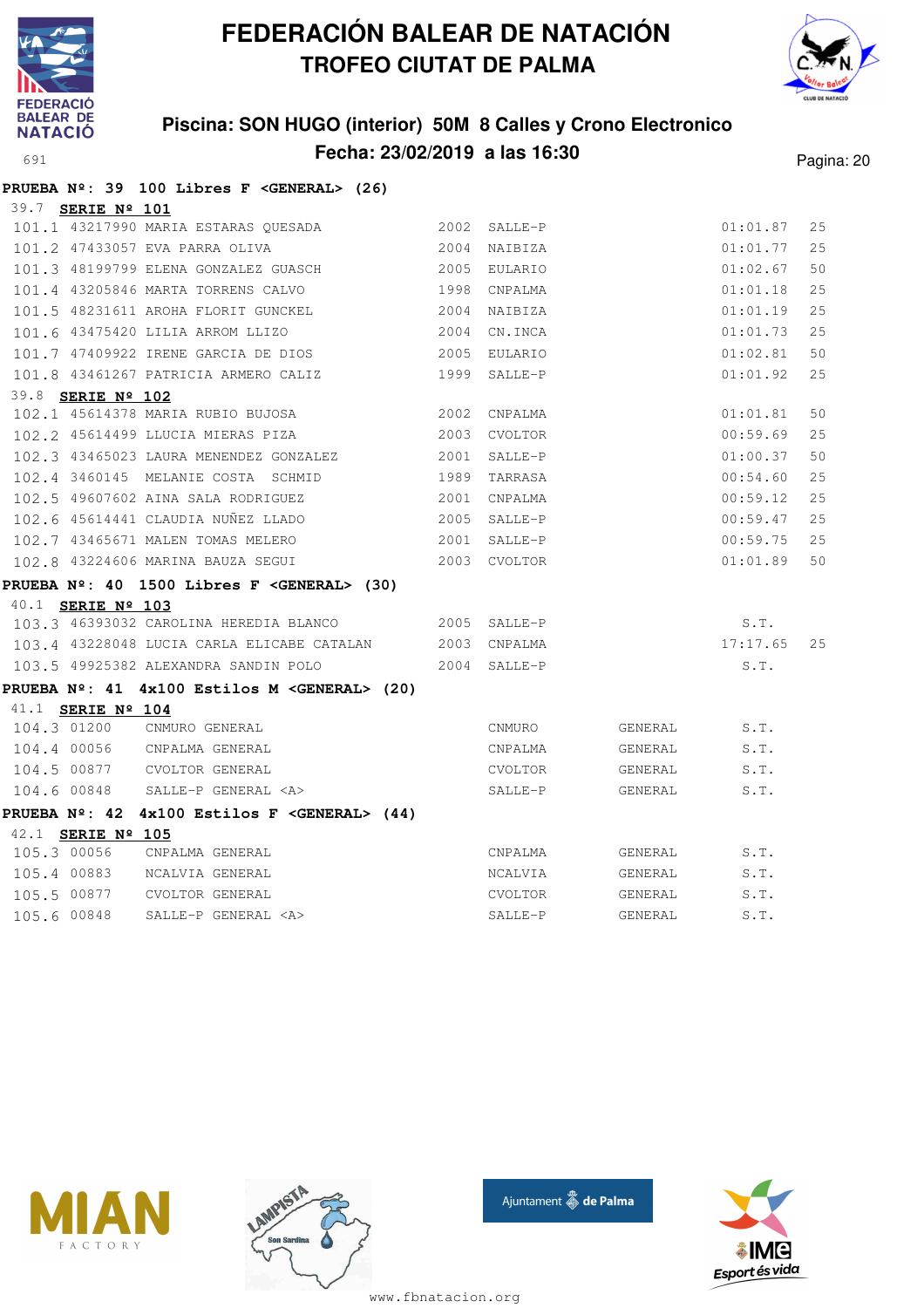# FEDERACIÓN BALEAR DE NATACIÓN

## TROFEO CIUTAT DE PALMA

### Piscina: SON HUGO (interior) 50M 8 Calles y Crono Electronico

### Fecha: 23/02/2019 a las 16:30

691

**PRUEBA Nº: 39 100 Libres F <GENERAL> (26)**

39.7 **SERIE Nº 101**

| | | | | | | |
|---|---|---|---|---|---|---|
| 101.1 | 43217990 | MARIA ESTARAS QUESADA | 2002 | SALLE-P | 01:01.87 | 25 |
| 101.2 | 47433057 | EVA PARRA OLIVA | 2004 | NAIBIZA | 01:01.77 | 25 |
| 101.3 | 48199799 | ELENA GONZALEZ GUASCH | 2005 | EULARIO | 01:02.67 | 50 |
| 101.4 | 43205846 | MARTA TORRENS CALVO | 1998 | CNPALMA | 01:01.18 | 25 |
| 101.5 | 48231611 | AROHA FLORIT GUNCKEL | 2004 | NAIBIZA | 01:01.19 | 25 |
| 101.6 | 43475420 | LILIA ARROM LLIZO | 2004 | CN.INCA | 01:01.73 | 25 |
| 101.7 | 47409922 | IRENE GARCIA DE DIOS | 2005 | EULARIO | 01:02.81 | 50 |
| 101.8 | 43461267 | PATRICIA ARMERO CALIZ | 1999 | SALLE-P | 01:01.92 | 25 |

39.8 **SERIE Nº 102**

| | | | | | | |
|---|---|---|---|---|---|---|
| 102.1 | 45614378 | MARIA RUBIO BUJOSA | 2002 | CNPALMA | 01:01.81 | 50 |
| 102.2 | 45614499 | LLUCIA MIERAS PIZA | 2003 | CVOLTOR | 00:59.69 | 25 |
| 102.3 | 43465023 | LAURA MENENDEZ GONZALEZ | 2001 | SALLE-P | 01:00.37 | 50 |
| 102.4 | 3460145 | MELANIE COSTA SCHMID | 1989 | TARRASA | 00:54.60 | 25 |
| 102.5 | 49607602 | AINA SALA RODRIGUEZ | 2001 | CNPALMA | 00:59.12 | 25 |
| 102.6 | 45614441 | CLAUDIA NUÑEZ LLADO | 2005 | SALLE-P | 00:59.47 | 25 |
| 102.7 | 43465671 | MALEN TOMAS MELERO | 2001 | SALLE-P | 00:59.75 | 25 |
| 102.8 | 43224606 | MARINA BAUZA SEGUI | 2003 | CVOLTOR | 01:01.89 | 50 |

**PRUEBA Nº: 40 1500 Libres F <GENERAL> (30)**

40.1 **SERIE Nº 103**

| | | | | | | |
|---|---|---|---|---|---|---|
| 103.3 | 46393032 | CAROLINA HEREDIA BLANCO | 2005 | SALLE-P | S.T. | |
| 103.4 | 43228048 | LUCIA CARLA ELICABE CATALAN | 2003 | CNPALMA | 17:17.65 | 25 |
| 103.5 | 49925382 | ALEXANDRA SANDIN POLO | 2004 | SALLE-P | S.T. | |

**PRUEBA Nº: 41 4x100 Estilos M <GENERAL> (20)**

41.1 **SERIE Nº 104**

| | | | | | |
|---|---|---|---|---|---|
| 104.3 | 01200 | CNMURO GENERAL | CNMURO | GENERAL | S.T. |
| 104.4 | 00056 | CNPALMA GENERAL | CNPALMA | GENERAL | S.T. |
| 104.5 | 00877 | CVOLTOR GENERAL | CVOLTOR | GENERAL | S.T. |
| 104.6 | 00848 | SALLE-P GENERAL <A> | SALLE-P | GENERAL | S.T. |

**PRUEBA Nº: 42 4x100 Estilos F <GENERAL> (44)**

42.1 **SERIE Nº 105**

| | | | | | |
|---|---|---|---|---|---|
| 105.3 | 00056 | CNPALMA GENERAL | CNPALMA | GENERAL | S.T. |
| 105.4 | 00883 | NCALVIA GENERAL | NCALVIA | GENERAL | S.T. |
| 105.5 | 00877 | CVOLTOR GENERAL | CVOLTOR | GENERAL | S.T. |
| 105.6 | 00848 | SALLE-P GENERAL <A> | SALLE-P | GENERAL | S.T. |

www.fbnatacion.org